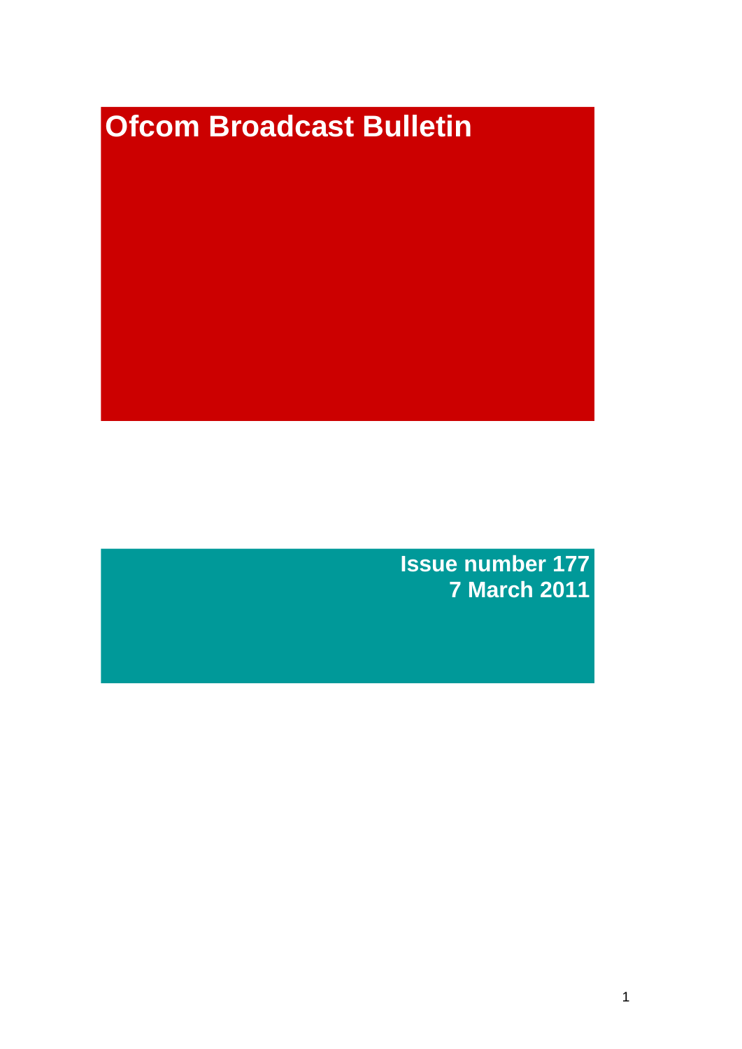# Ofcom Broadcast Bulletin

**Issue number 177**
**7 March 2011**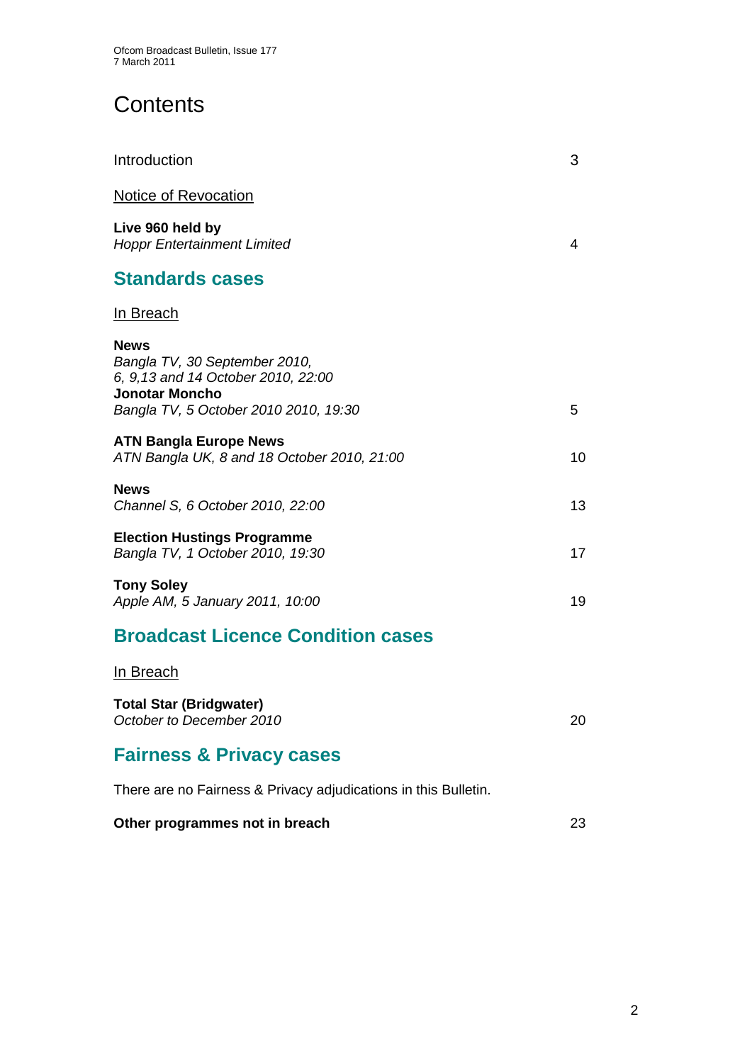# Contents

Introduction 3

Notice of Revocation

**Live 960 held by**
*Hoppr Entertainment Limited* 4

## Standards cases

In Breach

**News**
*Bangla TV, 30 September 2010,*
*6, 9,13 and 14 October 2010, 22:00*
**Jonotar Moncho**
*Bangla TV, 5 October 2010 2010, 19:30* 5

**ATN Bangla Europe News**
*ATN Bangla UK, 8 and 18 October 2010, 21:00* 10

**News**
*Channel S, 6 October 2010, 22:00* 13

**Election Hustings Programme**
*Bangla TV, 1 October 2010, 19:30* 17

**Tony Soley**
*Apple AM, 5 January 2011, 10:00* 19

## Broadcast Licence Condition cases

In Breach

**Total Star (Bridgwater)**
*October to December 2010* 20

## Fairness & Privacy cases

There are no Fairness & Privacy adjudications in this Bulletin.

**Other programmes not in breach** 23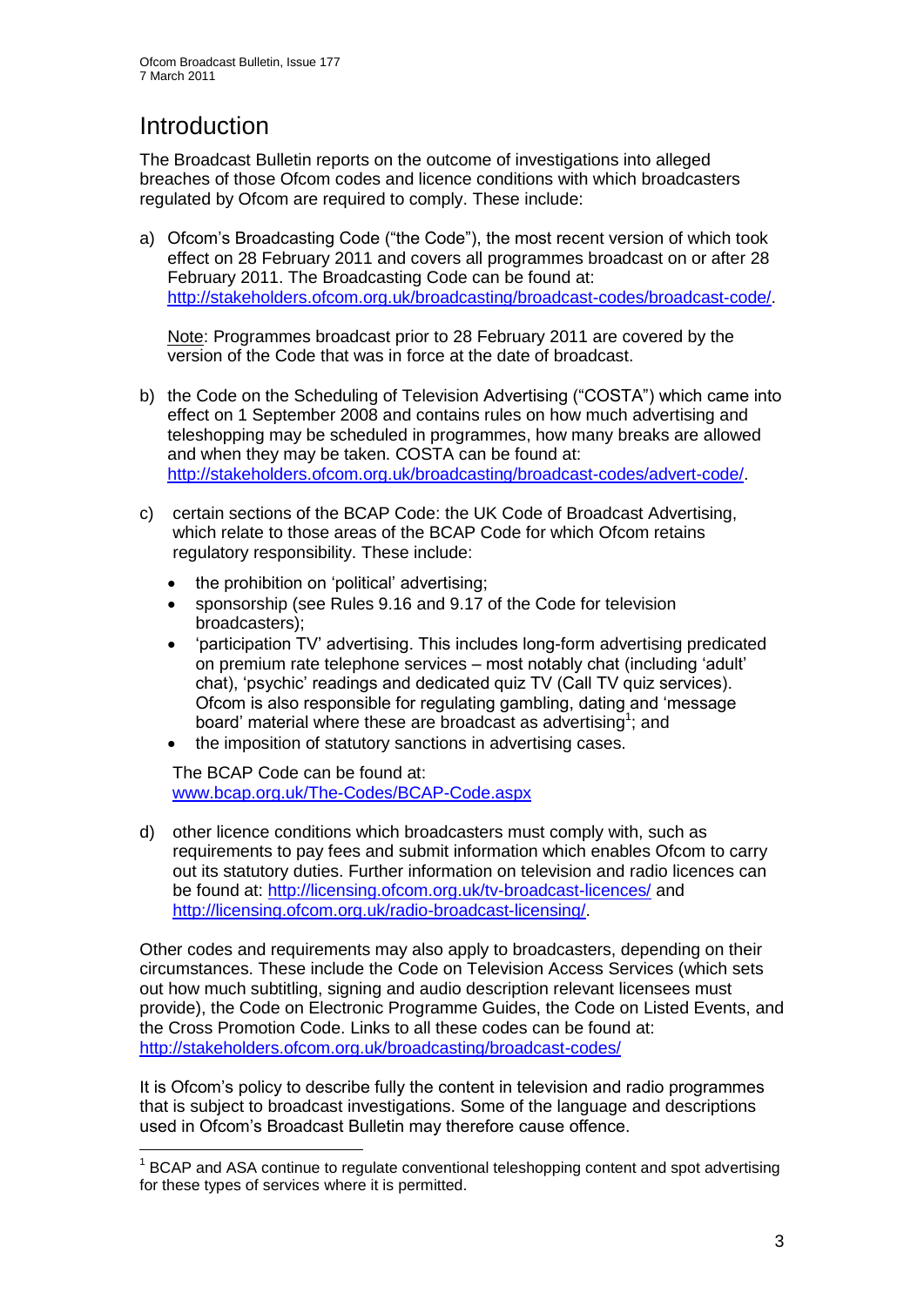# Introduction

The Broadcast Bulletin reports on the outcome of investigations into alleged breaches of those Ofcom codes and licence conditions with which broadcasters regulated by Ofcom are required to comply. These include:

a) Ofcom's Broadcasting Code ("the Code"), the most recent version of which took effect on 28 February 2011 and covers all programmes broadcast on or after 28 February 2011. The Broadcasting Code can be found at: http://stakeholders.ofcom.org.uk/broadcasting/broadcast-codes/broadcast-code/.

   Note: Programmes broadcast prior to 28 February 2011 are covered by the version of the Code that was in force at the date of broadcast.

b) the Code on the Scheduling of Television Advertising ("COSTA") which came into effect on 1 September 2008 and contains rules on how much advertising and teleshopping may be scheduled in programmes, how many breaks are allowed and when they may be taken. COSTA can be found at: http://stakeholders.ofcom.org.uk/broadcasting/broadcast-codes/advert-code/.

c) certain sections of the BCAP Code: the UK Code of Broadcast Advertising, which relate to those areas of the BCAP Code for which Ofcom retains regulatory responsibility. These include:

   - the prohibition on 'political' advertising;
   - sponsorship (see Rules 9.16 and 9.17 of the Code for television broadcasters);
   - 'participation TV' advertising. This includes long-form advertising predicated on premium rate telephone services – most notably chat (including 'adult' chat), 'psychic' readings and dedicated quiz TV (Call TV quiz services). Ofcom is also responsible for regulating gambling, dating and 'message board' material where these are broadcast as advertising[1]; and
   - the imposition of statutory sanctions in advertising cases.

   The BCAP Code can be found at: www.bcap.org.uk/The-Codes/BCAP-Code.aspx

d) other licence conditions which broadcasters must comply with, such as requirements to pay fees and submit information which enables Ofcom to carry out its statutory duties. Further information on television and radio licences can be found at: http://licensing.ofcom.org.uk/tv-broadcast-licences/ and http://licensing.ofcom.org.uk/radio-broadcast-licensing/.

Other codes and requirements may also apply to broadcasters, depending on their circumstances. These include the Code on Television Access Services (which sets out how much subtitling, signing and audio description relevant licensees must provide), the Code on Electronic Programme Guides, the Code on Listed Events, and the Cross Promotion Code. Links to all these codes can be found at: http://stakeholders.ofcom.org.uk/broadcasting/broadcast-codes/

It is Ofcom's policy to describe fully the content in television and radio programmes that is subject to broadcast investigations. Some of the language and descriptions used in Ofcom's Broadcast Bulletin may therefore cause offence.

---

[1] BCAP and ASA continue to regulate conventional teleshopping content and spot advertising for these types of services where it is permitted.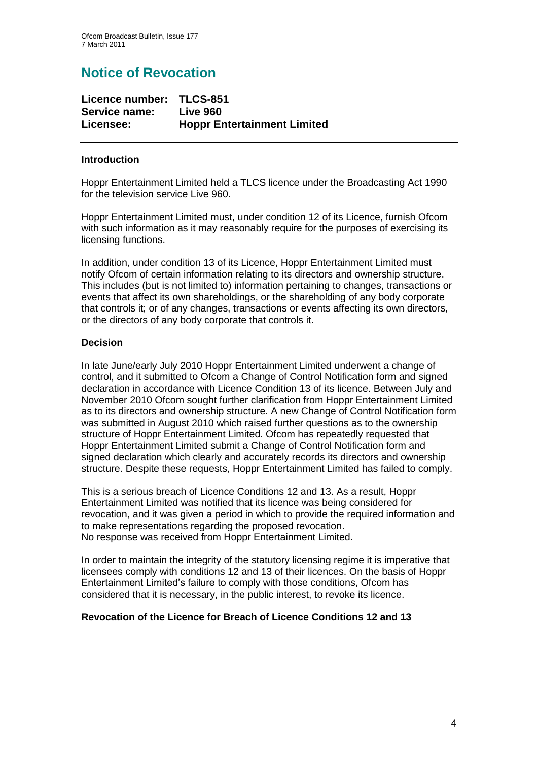# Notice of Revocation

**Licence number: TLCS-851**
**Service name: Live 960**
**Licensee: Hoppr Entertainment Limited**

---

**Introduction**

Hoppr Entertainment Limited held a TLCS licence under the Broadcasting Act 1990 for the television service Live 960.

Hoppr Entertainment Limited must, under condition 12 of its Licence, furnish Ofcom with such information as it may reasonably require for the purposes of exercising its licensing functions.

In addition, under condition 13 of its Licence, Hoppr Entertainment Limited must notify Ofcom of certain information relating to its directors and ownership structure. This includes (but is not limited to) information pertaining to changes, transactions or events that affect its own shareholdings, or the shareholding of any body corporate that controls it; or of any changes, transactions or events affecting its own directors, or the directors of any body corporate that controls it.

**Decision**

In late June/early July 2010 Hoppr Entertainment Limited underwent a change of control, and it submitted to Ofcom a Change of Control Notification form and signed declaration in accordance with Licence Condition 13 of its licence. Between July and November 2010 Ofcom sought further clarification from Hoppr Entertainment Limited as to its directors and ownership structure. A new Change of Control Notification form was submitted in August 2010 which raised further questions as to the ownership structure of Hoppr Entertainment Limited. Ofcom has repeatedly requested that Hoppr Entertainment Limited submit a Change of Control Notification form and signed declaration which clearly and accurately records its directors and ownership structure. Despite these requests, Hoppr Entertainment Limited has failed to comply.

This is a serious breach of Licence Conditions 12 and 13. As a result, Hoppr Entertainment Limited was notified that its licence was being considered for revocation, and it was given a period in which to provide the required information and to make representations regarding the proposed revocation.
No response was received from Hoppr Entertainment Limited.

In order to maintain the integrity of the statutory licensing regime it is imperative that licensees comply with conditions 12 and 13 of their licences. On the basis of Hoppr Entertainment Limited's failure to comply with those conditions, Ofcom has considered that it is necessary, in the public interest, to revoke its licence.

**Revocation of the Licence for Breach of Licence Conditions 12 and 13**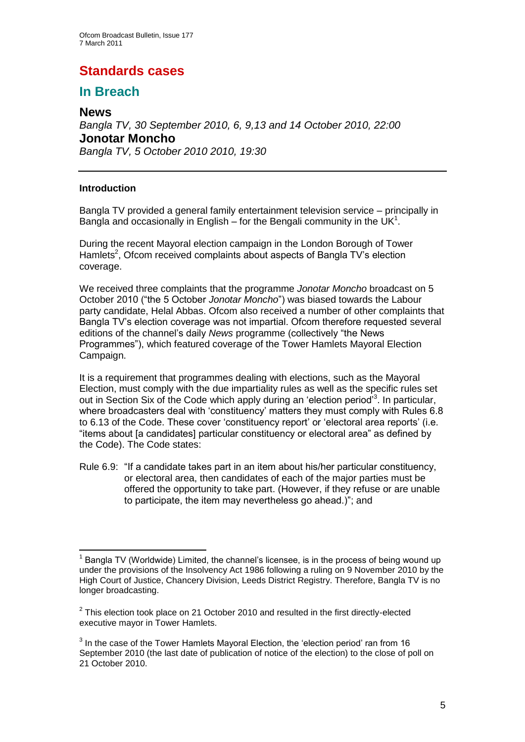# Standards cases

## In Breach

### News

*Bangla TV, 30 September 2010, 6, 9,13 and 14 October 2010, 22:00*

### Jonotar Moncho

*Bangla TV, 5 October 2010 2010, 19:30*

---

**Introduction**

Bangla TV provided a general family entertainment television service – principally in Bangla and occasionally in English – for the Bengali community in the UK[1].

During the recent Mayoral election campaign in the London Borough of Tower Hamlets[2], Ofcom received complaints about aspects of Bangla TV's election coverage.

We received three complaints that the programme *Jonotar Moncho* broadcast on 5 October 2010 ("the 5 October *Jonotar Moncho*") was biased towards the Labour party candidate, Helal Abbas. Ofcom also received a number of other complaints that Bangla TV's election coverage was not impartial. Ofcom therefore requested several editions of the channel's daily *News* programme (collectively "the News Programmes"), which featured coverage of the Tower Hamlets Mayoral Election Campaign.

It is a requirement that programmes dealing with elections, such as the Mayoral Election, must comply with the due impartiality rules as well as the specific rules set out in Section Six of the Code which apply during an 'election period'[3]. In particular, where broadcasters deal with 'constituency' matters they must comply with Rules 6.8 to 6.13 of the Code. These cover 'constituency report' or 'electoral area reports' (i.e. "items about [a candidates] particular constituency or electoral area" as defined by the Code). The Code states:

Rule 6.9: "If a candidate takes part in an item about his/her particular constituency, or electoral area, then candidates of each of the major parties must be offered the opportunity to take part. (However, if they refuse or are unable to participate, the item may nevertheless go ahead.)"; and

---

[1] Bangla TV (Worldwide) Limited, the channel's licensee, is in the process of being wound up under the provisions of the Insolvency Act 1986 following a ruling on 9 November 2010 by the High Court of Justice, Chancery Division, Leeds District Registry. Therefore, Bangla TV is no longer broadcasting.

[2] This election took place on 21 October 2010 and resulted in the first directly-elected executive mayor in Tower Hamlets.

[3] In the case of the Tower Hamlets Mayoral Election, the 'election period' ran from 16 September 2010 (the last date of publication of notice of the election) to the close of poll on 21 October 2010.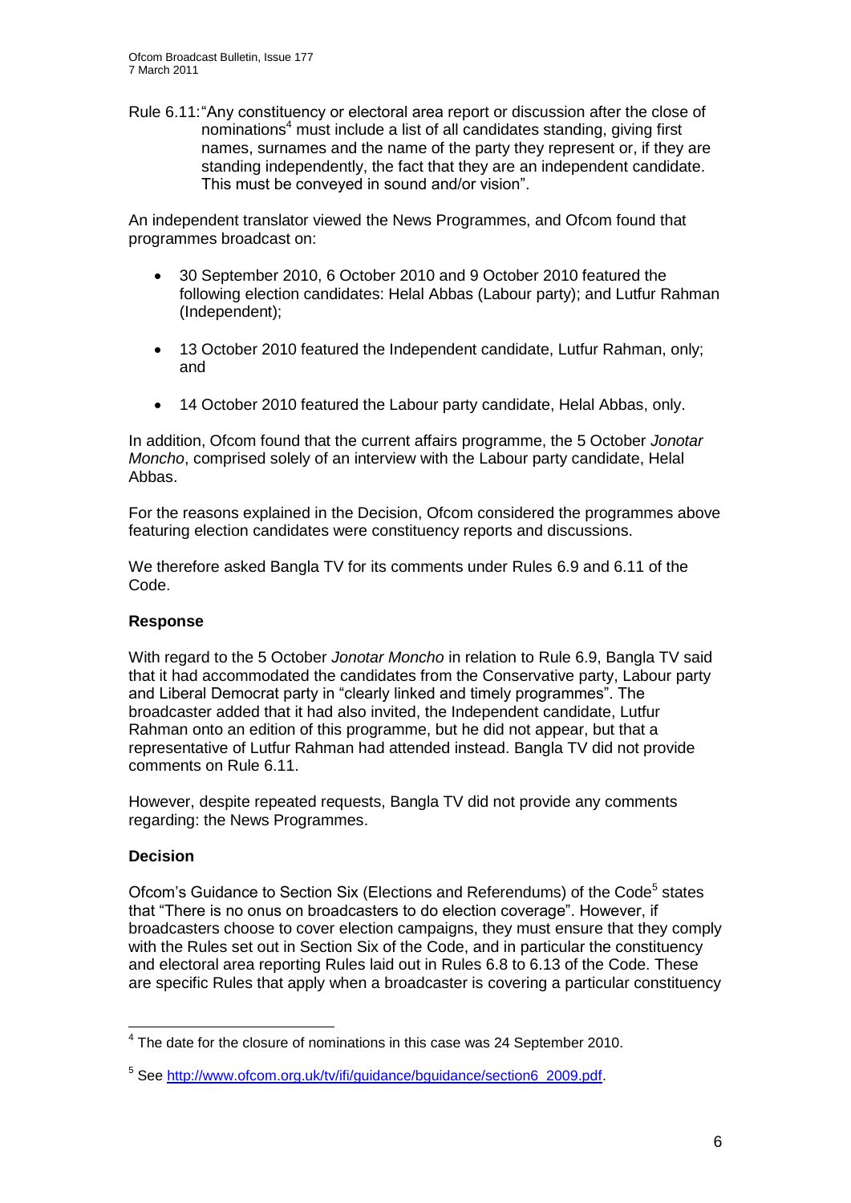Rule 6.11: "Any constituency or electoral area report or discussion after the close of nominations[4] must include a list of all candidates standing, giving first names, surnames and the name of the party they represent or, if they are standing independently, the fact that they are an independent candidate. This must be conveyed in sound and/or vision".

An independent translator viewed the News Programmes, and Ofcom found that programmes broadcast on:

- 30 September 2010, 6 October 2010 and 9 October 2010 featured the following election candidates: Helal Abbas (Labour party); and Lutfur Rahman (Independent);
- 13 October 2010 featured the Independent candidate, Lutfur Rahman, only; and
- 14 October 2010 featured the Labour party candidate, Helal Abbas, only.

In addition, Ofcom found that the current affairs programme, the 5 October *Jonotar Moncho*, comprised solely of an interview with the Labour party candidate, Helal Abbas.

For the reasons explained in the Decision, Ofcom considered the programmes above featuring election candidates were constituency reports and discussions.

We therefore asked Bangla TV for its comments under Rules 6.9 and 6.11 of the Code.

**Response**

With regard to the 5 October *Jonotar Moncho* in relation to Rule 6.9, Bangla TV said that it had accommodated the candidates from the Conservative party, Labour party and Liberal Democrat party in "clearly linked and timely programmes". The broadcaster added that it had also invited, the Independent candidate, Lutfur Rahman onto an edition of this programme, but he did not appear, but that a representative of Lutfur Rahman had attended instead. Bangla TV did not provide comments on Rule 6.11.

However, despite repeated requests, Bangla TV did not provide any comments regarding: the News Programmes.

**Decision**

Ofcom's Guidance to Section Six (Elections and Referendums) of the Code[5] states that "There is no onus on broadcasters to do election coverage". However, if broadcasters choose to cover election campaigns, they must ensure that they comply with the Rules set out in Section Six of the Code, and in particular the constituency and electoral area reporting Rules laid out in Rules 6.8 to 6.13 of the Code. These are specific Rules that apply when a broadcaster is covering a particular constituency

---

[4] The date for the closure of nominations in this case was 24 September 2010.

[5] See http://www.ofcom.org.uk/tv/ifi/guidance/bguidance/section6_2009.pdf.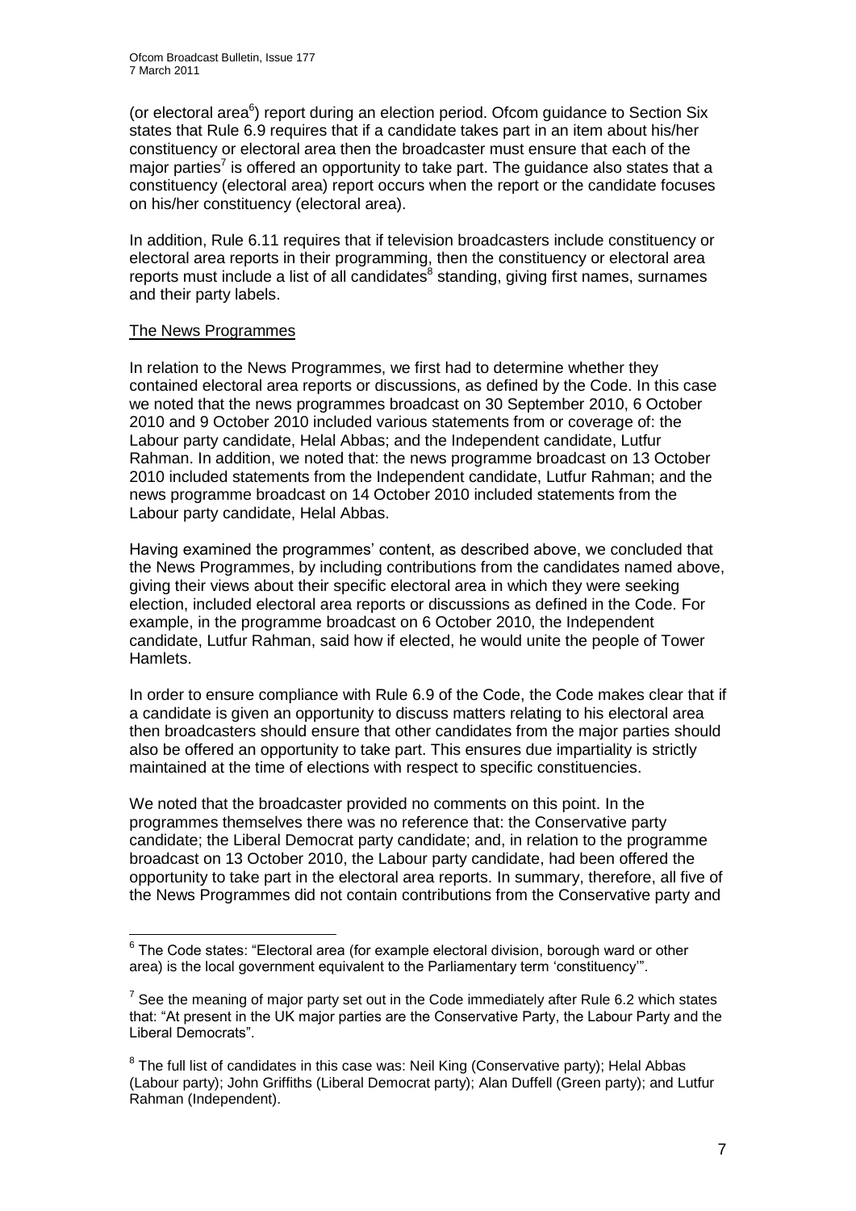(or electoral area[6]) report during an election period. Ofcom guidance to Section Six states that Rule 6.9 requires that if a candidate takes part in an item about his/her constituency or electoral area then the broadcaster must ensure that each of the major parties[7] is offered an opportunity to take part. The guidance also states that a constituency (electoral area) report occurs when the report or the candidate focuses on his/her constituency (electoral area).

In addition, Rule 6.11 requires that if television broadcasters include constituency or electoral area reports in their programming, then the constituency or electoral area reports must include a list of all candidates[8] standing, giving first names, surnames and their party labels.

The News Programmes

In relation to the News Programmes, we first had to determine whether they contained electoral area reports or discussions, as defined by the Code. In this case we noted that the news programmes broadcast on 30 September 2010, 6 October 2010 and 9 October 2010 included various statements from or coverage of: the Labour party candidate, Helal Abbas; and the Independent candidate, Lutfur Rahman. In addition, we noted that: the news programme broadcast on 13 October 2010 included statements from the Independent candidate, Lutfur Rahman; and the news programme broadcast on 14 October 2010 included statements from the Labour party candidate, Helal Abbas.

Having examined the programmes' content, as described above, we concluded that the News Programmes, by including contributions from the candidates named above, giving their views about their specific electoral area in which they were seeking election, included electoral area reports or discussions as defined in the Code. For example, in the programme broadcast on 6 October 2010, the Independent candidate, Lutfur Rahman, said how if elected, he would unite the people of Tower Hamlets.

In order to ensure compliance with Rule 6.9 of the Code, the Code makes clear that if a candidate is given an opportunity to discuss matters relating to his electoral area then broadcasters should ensure that other candidates from the major parties should also be offered an opportunity to take part. This ensures due impartiality is strictly maintained at the time of elections with respect to specific constituencies.

We noted that the broadcaster provided no comments on this point. In the programmes themselves there was no reference that: the Conservative party candidate; the Liberal Democrat party candidate; and, in relation to the programme broadcast on 13 October 2010, the Labour party candidate, had been offered the opportunity to take part in the electoral area reports. In summary, therefore, all five of the News Programmes did not contain contributions from the Conservative party and

---

[6] The Code states: "Electoral area (for example electoral division, borough ward or other area) is the local government equivalent to the Parliamentary term 'constituency'".

[7] See the meaning of major party set out in the Code immediately after Rule 6.2 which states that: "At present in the UK major parties are the Conservative Party, the Labour Party and the Liberal Democrats".

[8] The full list of candidates in this case was: Neil King (Conservative party); Helal Abbas (Labour party); John Griffiths (Liberal Democrat party); Alan Duffell (Green party); and Lutfur Rahman (Independent).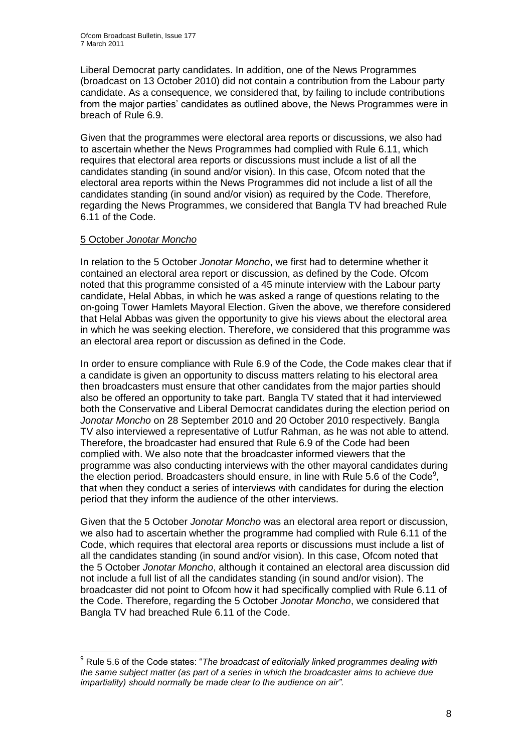Liberal Democrat party candidates. In addition, one of the News Programmes (broadcast on 13 October 2010) did not contain a contribution from the Labour party candidate. As a consequence, we considered that, by failing to include contributions from the major parties' candidates as outlined above, the News Programmes were in breach of Rule 6.9.

Given that the programmes were electoral area reports or discussions, we also had to ascertain whether the News Programmes had complied with Rule 6.11, which requires that electoral area reports or discussions must include a list of all the candidates standing (in sound and/or vision). In this case, Ofcom noted that the electoral area reports within the News Programmes did not include a list of all the candidates standing (in sound and/or vision) as required by the Code. Therefore, regarding the News Programmes, we considered that Bangla TV had breached Rule 6.11 of the Code.

5 October *Jonotar Moncho*

In relation to the 5 October *Jonotar Moncho*, we first had to determine whether it contained an electoral area report or discussion, as defined by the Code. Ofcom noted that this programme consisted of a 45 minute interview with the Labour party candidate, Helal Abbas, in which he was asked a range of questions relating to the on-going Tower Hamlets Mayoral Election. Given the above, we therefore considered that Helal Abbas was given the opportunity to give his views about the electoral area in which he was seeking election. Therefore, we considered that this programme was an electoral area report or discussion as defined in the Code.

In order to ensure compliance with Rule 6.9 of the Code, the Code makes clear that if a candidate is given an opportunity to discuss matters relating to his electoral area then broadcasters must ensure that other candidates from the major parties should also be offered an opportunity to take part. Bangla TV stated that it had interviewed both the Conservative and Liberal Democrat candidates during the election period on *Jonotar Moncho* on 28 September 2010 and 20 October 2010 respectively. Bangla TV also interviewed a representative of Lutfur Rahman, as he was not able to attend. Therefore, the broadcaster had ensured that Rule 6.9 of the Code had been complied with. We also note that the broadcaster informed viewers that the programme was also conducting interviews with the other mayoral candidates during the election period. Broadcasters should ensure, in line with Rule 5.6 of the Code[9], that when they conduct a series of interviews with candidates for during the election period that they inform the audience of the other interviews.

Given that the 5 October *Jonotar Moncho* was an electoral area report or discussion, we also had to ascertain whether the programme had complied with Rule 6.11 of the Code, which requires that electoral area reports or discussions must include a list of all the candidates standing (in sound and/or vision). In this case, Ofcom noted that the 5 October *Jonotar Moncho*, although it contained an electoral area discussion did not include a full list of all the candidates standing (in sound and/or vision). The broadcaster did not point to Ofcom how it had specifically complied with Rule 6.11 of the Code. Therefore, regarding the 5 October *Jonotar Moncho*, we considered that Bangla TV had breached Rule 6.11 of the Code.

---

[9] Rule 5.6 of the Code states: "*The broadcast of editorially linked programmes dealing with the same subject matter (as part of a series in which the broadcaster aims to achieve due impartiality) should normally be made clear to the audience on air"*.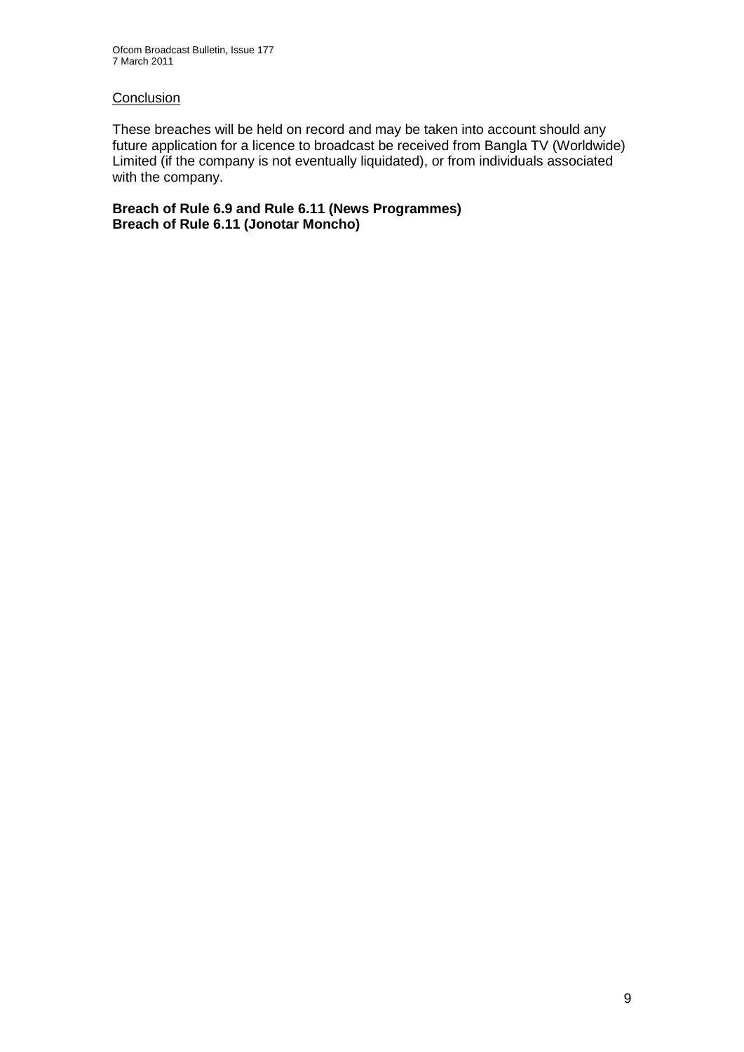Conclusion

These breaches will be held on record and may be taken into account should any future application for a licence to broadcast be received from Bangla TV (Worldwide) Limited (if the company is not eventually liquidated), or from individuals associated with the company.

**Breach of Rule 6.9 and Rule 6.11 (News Programmes)**
**Breach of Rule 6.11 (Jonotar Moncho)**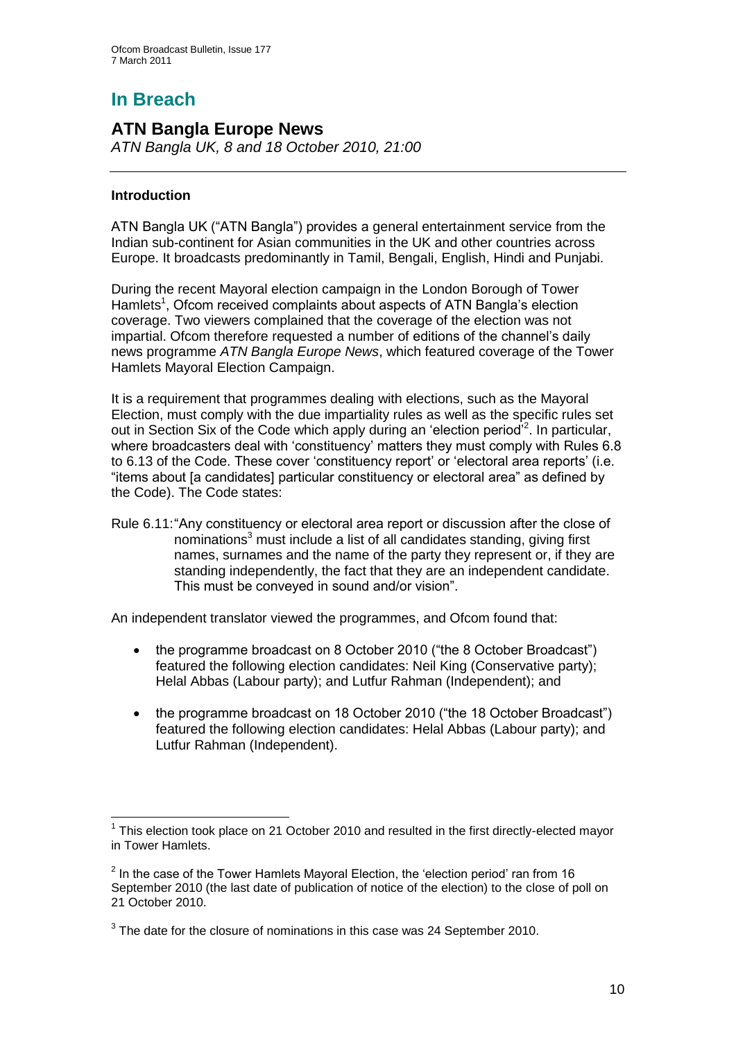# In Breach

## ATN Bangla Europe News

*ATN Bangla UK, 8 and 18 October 2010, 21:00*

---

### Introduction

ATN Bangla UK ("ATN Bangla") provides a general entertainment service from the Indian sub-continent for Asian communities in the UK and other countries across Europe. It broadcasts predominantly in Tamil, Bengali, English, Hindi and Punjabi.

During the recent Mayoral election campaign in the London Borough of Tower Hamlets[1], Ofcom received complaints about aspects of ATN Bangla's election coverage. Two viewers complained that the coverage of the election was not impartial. Ofcom therefore requested a number of editions of the channel's daily news programme *ATN Bangla Europe News*, which featured coverage of the Tower Hamlets Mayoral Election Campaign.

It is a requirement that programmes dealing with elections, such as the Mayoral Election, must comply with the due impartiality rules as well as the specific rules set out in Section Six of the Code which apply during an 'election period'[2]. In particular, where broadcasters deal with 'constituency' matters they must comply with Rules 6.8 to 6.13 of the Code. These cover 'constituency report' or 'electoral area reports' (i.e. "items about [a candidates] particular constituency or electoral area" as defined by the Code). The Code states:

Rule 6.11: "Any constituency or electoral area report or discussion after the close of nominations[3] must include a list of all candidates standing, giving first names, surnames and the name of the party they represent or, if they are standing independently, the fact that they are an independent candidate. This must be conveyed in sound and/or vision".

An independent translator viewed the programmes, and Ofcom found that:

- the programme broadcast on 8 October 2010 ("the 8 October Broadcast") featured the following election candidates: Neil King (Conservative party); Helal Abbas (Labour party); and Lutfur Rahman (Independent); and
- the programme broadcast on 18 October 2010 ("the 18 October Broadcast") featured the following election candidates: Helal Abbas (Labour party); and Lutfur Rahman (Independent).

---

[1] This election took place on 21 October 2010 and resulted in the first directly-elected mayor in Tower Hamlets.

[2] In the case of the Tower Hamlets Mayoral Election, the 'election period' ran from 16 September 2010 (the last date of publication of notice of the election) to the close of poll on 21 October 2010.

[3] The date for the closure of nominations in this case was 24 September 2010.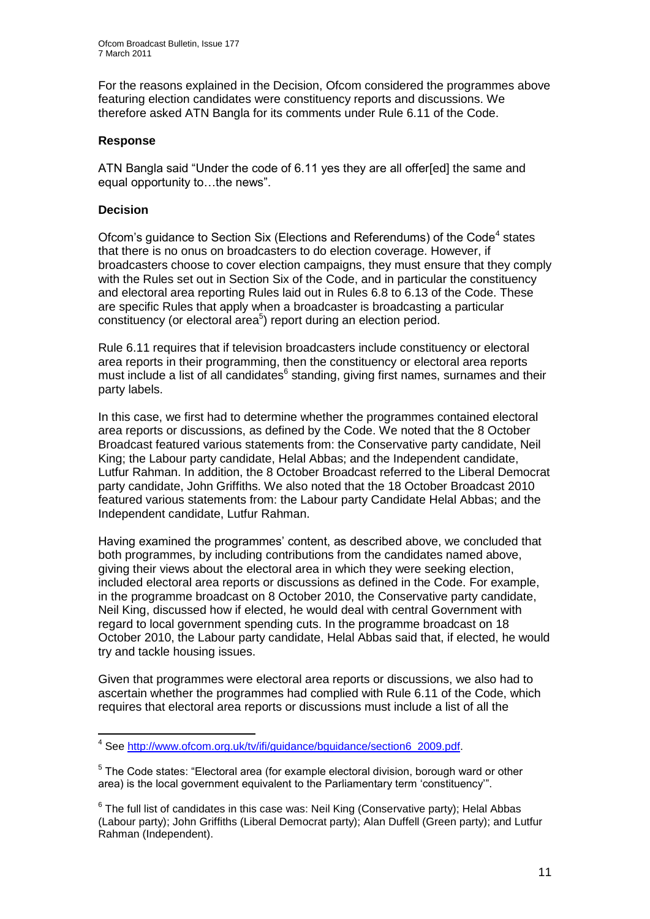For the reasons explained in the Decision, Ofcom considered the programmes above featuring election candidates were constituency reports and discussions. We therefore asked ATN Bangla for its comments under Rule 6.11 of the Code.

### Response

ATN Bangla said "Under the code of 6.11 yes they are all offer[ed] the same and equal opportunity to…the news".

### Decision

Ofcom's guidance to Section Six (Elections and Referendums) of the Code[4] states that there is no onus on broadcasters to do election coverage. However, if broadcasters choose to cover election campaigns, they must ensure that they comply with the Rules set out in Section Six of the Code, and in particular the constituency and electoral area reporting Rules laid out in Rules 6.8 to 6.13 of the Code. These are specific Rules that apply when a broadcaster is broadcasting a particular constituency (or electoral area[5]) report during an election period.

Rule 6.11 requires that if television broadcasters include constituency or electoral area reports in their programming, then the constituency or electoral area reports must include a list of all candidates[6] standing, giving first names, surnames and their party labels.

In this case, we first had to determine whether the programmes contained electoral area reports or discussions, as defined by the Code. We noted that the 8 October Broadcast featured various statements from: the Conservative party candidate, Neil King; the Labour party candidate, Helal Abbas; and the Independent candidate, Lutfur Rahman. In addition, the 8 October Broadcast referred to the Liberal Democrat party candidate, John Griffiths. We also noted that the 18 October Broadcast 2010 featured various statements from: the Labour party Candidate Helal Abbas; and the Independent candidate, Lutfur Rahman.

Having examined the programmes' content, as described above, we concluded that both programmes, by including contributions from the candidates named above, giving their views about the electoral area in which they were seeking election, included electoral area reports or discussions as defined in the Code. For example, in the programme broadcast on 8 October 2010, the Conservative party candidate, Neil King, discussed how if elected, he would deal with central Government with regard to local government spending cuts. In the programme broadcast on 18 October 2010, the Labour party candidate, Helal Abbas said that, if elected, he would try and tackle housing issues.

Given that programmes were electoral area reports or discussions, we also had to ascertain whether the programmes had complied with Rule 6.11 of the Code, which requires that electoral area reports or discussions must include a list of all the

---

[4] See http://www.ofcom.org.uk/tv/ifi/guidance/bguidance/section6_2009.pdf.

[5] The Code states: "Electoral area (for example electoral division, borough ward or other area) is the local government equivalent to the Parliamentary term 'constituency'".

[6] The full list of candidates in this case was: Neil King (Conservative party); Helal Abbas (Labour party); John Griffiths (Liberal Democrat party); Alan Duffell (Green party); and Lutfur Rahman (Independent).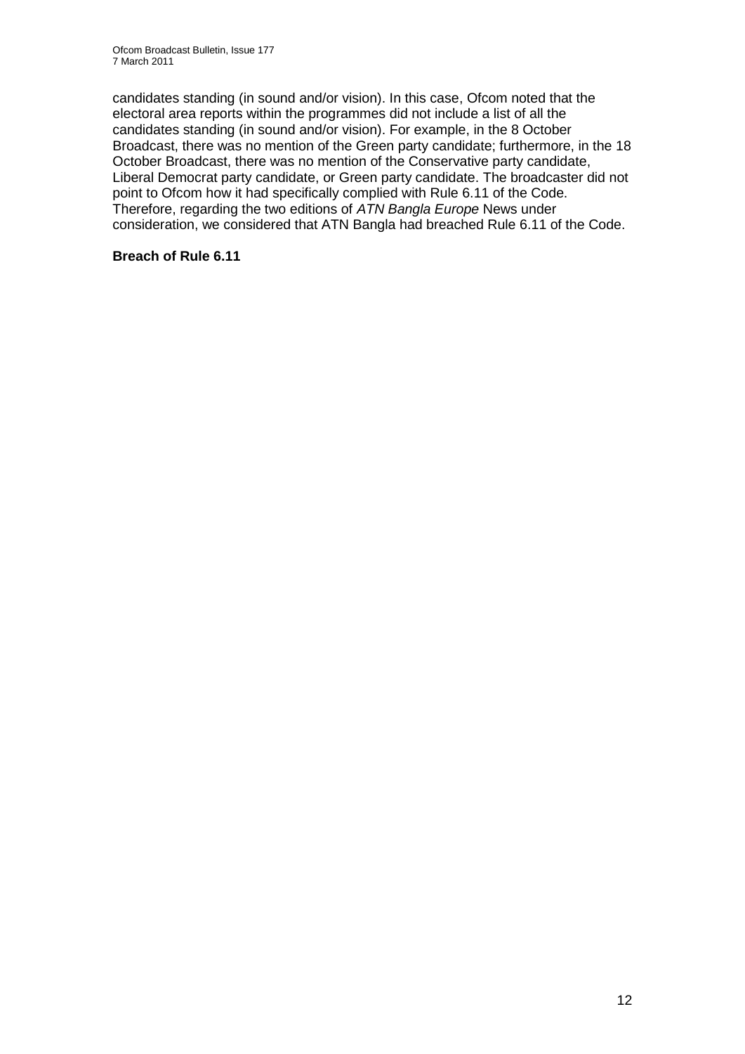candidates standing (in sound and/or vision). In this case, Ofcom noted that the electoral area reports within the programmes did not include a list of all the candidates standing (in sound and/or vision). For example, in the 8 October Broadcast, there was no mention of the Green party candidate; furthermore, in the 18 October Broadcast, there was no mention of the Conservative party candidate, Liberal Democrat party candidate, or Green party candidate. The broadcaster did not point to Ofcom how it had specifically complied with Rule 6.11 of the Code. Therefore, regarding the two editions of *ATN Bangla Europe* News under consideration, we considered that ATN Bangla had breached Rule 6.11 of the Code.

**Breach of Rule 6.11**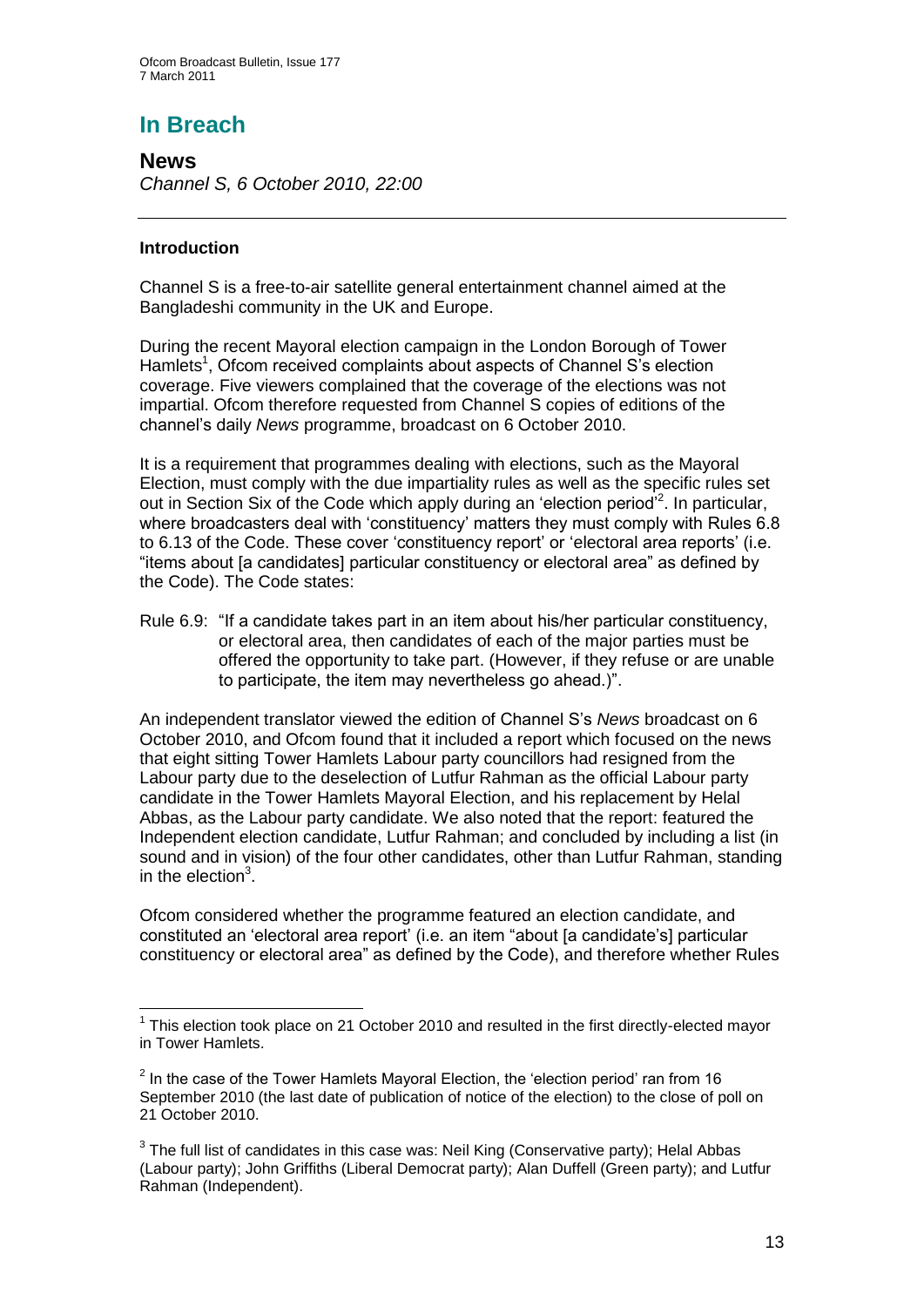# In Breach

## News

*Channel S, 6 October 2010, 22:00*

### Introduction

Channel S is a free-to-air satellite general entertainment channel aimed at the Bangladeshi community in the UK and Europe.

During the recent Mayoral election campaign in the London Borough of Tower Hamlets[1], Ofcom received complaints about aspects of Channel S's election coverage. Five viewers complained that the coverage of the elections was not impartial. Ofcom therefore requested from Channel S copies of editions of the channel's daily *News* programme, broadcast on 6 October 2010.

It is a requirement that programmes dealing with elections, such as the Mayoral Election, must comply with the due impartiality rules as well as the specific rules set out in Section Six of the Code which apply during an 'election period'[2]. In particular, where broadcasters deal with 'constituency' matters they must comply with Rules 6.8 to 6.13 of the Code. These cover 'constituency report' or 'electoral area reports' (i.e. "items about [a candidates] particular constituency or electoral area" as defined by the Code). The Code states:

Rule 6.9: "If a candidate takes part in an item about his/her particular constituency, or electoral area, then candidates of each of the major parties must be offered the opportunity to take part. (However, if they refuse or are unable to participate, the item may nevertheless go ahead.)".

An independent translator viewed the edition of Channel S's *News* broadcast on 6 October 2010, and Ofcom found that it included a report which focused on the news that eight sitting Tower Hamlets Labour party councillors had resigned from the Labour party due to the deselection of Lutfur Rahman as the official Labour party candidate in the Tower Hamlets Mayoral Election, and his replacement by Helal Abbas, as the Labour party candidate. We also noted that the report: featured the Independent election candidate, Lutfur Rahman; and concluded by including a list (in sound and in vision) of the four other candidates, other than Lutfur Rahman, standing in the election[3].

Ofcom considered whether the programme featured an election candidate, and constituted an 'electoral area report' (i.e. an item "about [a candidate's] particular constituency or electoral area" as defined by the Code), and therefore whether Rules

---

[1] This election took place on 21 October 2010 and resulted in the first directly-elected mayor in Tower Hamlets.

[2] In the case of the Tower Hamlets Mayoral Election, the 'election period' ran from 16 September 2010 (the last date of publication of notice of the election) to the close of poll on 21 October 2010.

[3] The full list of candidates in this case was: Neil King (Conservative party); Helal Abbas (Labour party); John Griffiths (Liberal Democrat party); Alan Duffell (Green party); and Lutfur Rahman (Independent).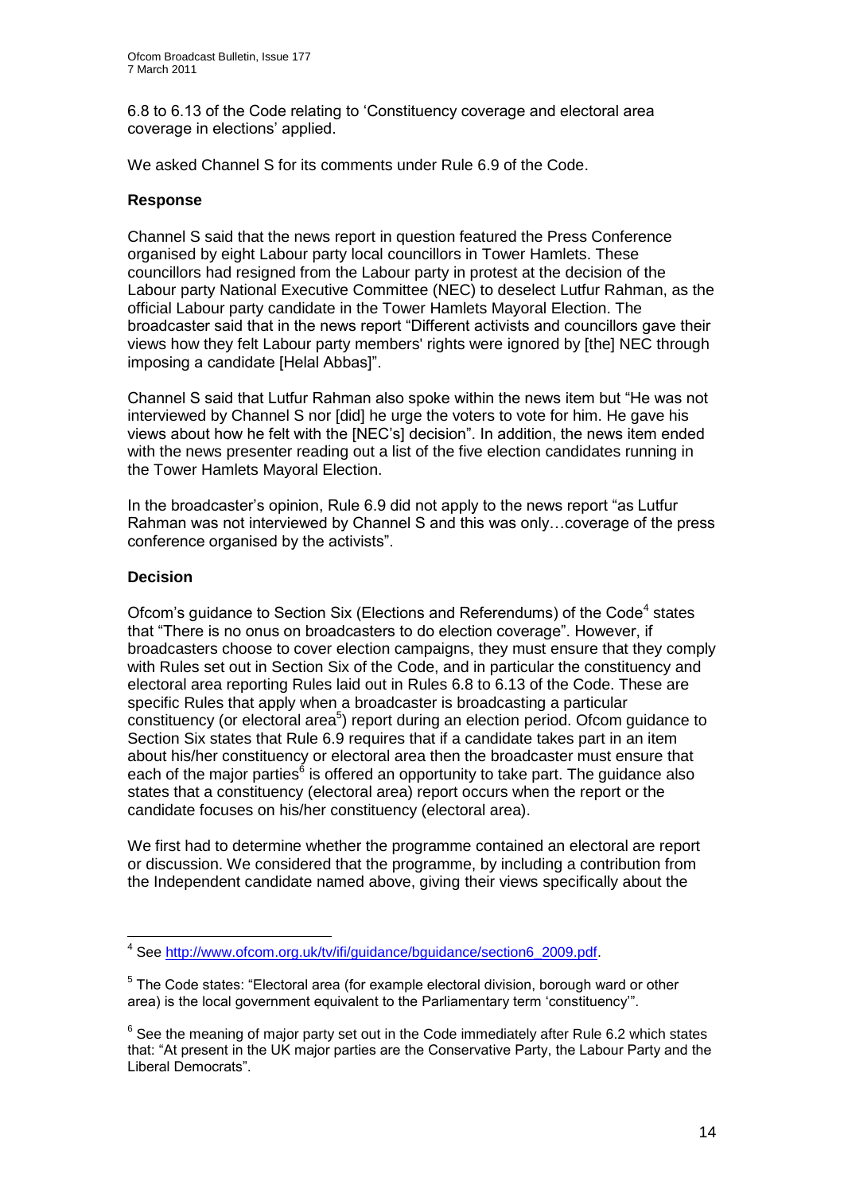6.8 to 6.13 of the Code relating to 'Constituency coverage and electoral area coverage in elections' applied.

We asked Channel S for its comments under Rule 6.9 of the Code.

### Response

Channel S said that the news report in question featured the Press Conference organised by eight Labour party local councillors in Tower Hamlets. These councillors had resigned from the Labour party in protest at the decision of the Labour party National Executive Committee (NEC) to deselect Lutfur Rahman, as the official Labour party candidate in the Tower Hamlets Mayoral Election. The broadcaster said that in the news report "Different activists and councillors gave their views how they felt Labour party members' rights were ignored by [the] NEC through imposing a candidate [Helal Abbas]".

Channel S said that Lutfur Rahman also spoke within the news item but "He was not interviewed by Channel S nor [did] he urge the voters to vote for him. He gave his views about how he felt with the [NEC's] decision". In addition, the news item ended with the news presenter reading out a list of the five election candidates running in the Tower Hamlets Mayoral Election.

In the broadcaster's opinion, Rule 6.9 did not apply to the news report "as Lutfur Rahman was not interviewed by Channel S and this was only…coverage of the press conference organised by the activists".

### Decision

Ofcom's guidance to Section Six (Elections and Referendums) of the Code[4] states that "There is no onus on broadcasters to do election coverage". However, if broadcasters choose to cover election campaigns, they must ensure that they comply with Rules set out in Section Six of the Code, and in particular the constituency and electoral area reporting Rules laid out in Rules 6.8 to 6.13 of the Code. These are specific Rules that apply when a broadcaster is broadcasting a particular constituency (or electoral area[5]) report during an election period. Ofcom guidance to Section Six states that Rule 6.9 requires that if a candidate takes part in an item about his/her constituency or electoral area then the broadcaster must ensure that each of the major parties[6] is offered an opportunity to take part. The guidance also states that a constituency (electoral area) report occurs when the report or the candidate focuses on his/her constituency (electoral area).

We first had to determine whether the programme contained an electoral are report or discussion. We considered that the programme, by including a contribution from the Independent candidate named above, giving their views specifically about the

---

[4] See http://www.ofcom.org.uk/tv/ifi/guidance/bguidance/section6_2009.pdf.

[5] The Code states: "Electoral area (for example electoral division, borough ward or other area) is the local government equivalent to the Parliamentary term 'constituency'".

[6] See the meaning of major party set out in the Code immediately after Rule 6.2 which states that: "At present in the UK major parties are the Conservative Party, the Labour Party and the Liberal Democrats".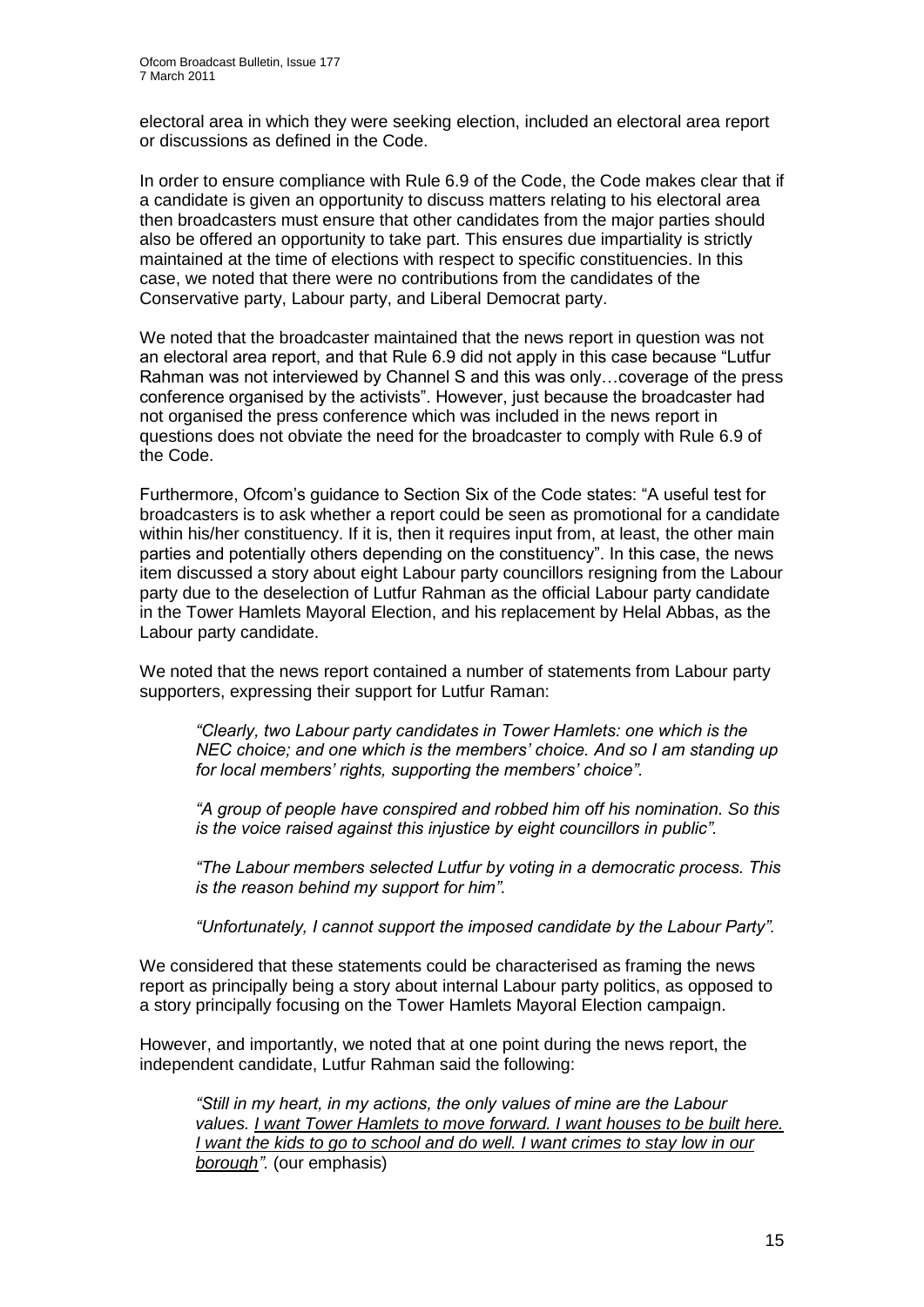electoral area in which they were seeking election, included an electoral area report or discussions as defined in the Code.

In order to ensure compliance with Rule 6.9 of the Code, the Code makes clear that if a candidate is given an opportunity to discuss matters relating to his electoral area then broadcasters must ensure that other candidates from the major parties should also be offered an opportunity to take part. This ensures due impartiality is strictly maintained at the time of elections with respect to specific constituencies. In this case, we noted that there were no contributions from the candidates of the Conservative party, Labour party, and Liberal Democrat party.

We noted that the broadcaster maintained that the news report in question was not an electoral area report, and that Rule 6.9 did not apply in this case because "Lutfur Rahman was not interviewed by Channel S and this was only…coverage of the press conference organised by the activists". However, just because the broadcaster had not organised the press conference which was included in the news report in questions does not obviate the need for the broadcaster to comply with Rule 6.9 of the Code.

Furthermore, Ofcom's guidance to Section Six of the Code states: "A useful test for broadcasters is to ask whether a report could be seen as promotional for a candidate within his/her constituency. If it is, then it requires input from, at least, the other main parties and potentially others depending on the constituency". In this case, the news item discussed a story about eight Labour party councillors resigning from the Labour party due to the deselection of Lutfur Rahman as the official Labour party candidate in the Tower Hamlets Mayoral Election, and his replacement by Helal Abbas, as the Labour party candidate.

We noted that the news report contained a number of statements from Labour party supporters, expressing their support for Lutfur Raman:

> *"Clearly, two Labour party candidates in Tower Hamlets: one which is the NEC choice; and one which is the members' choice. And so I am standing up for local members' rights, supporting the members' choice".*
>
> *"A group of people have conspired and robbed him off his nomination. So this is the voice raised against this injustice by eight councillors in public".*
>
> *"The Labour members selected Lutfur by voting in a democratic process. This is the reason behind my support for him".*
>
> *"Unfortunately, I cannot support the imposed candidate by the Labour Party".*

We considered that these statements could be characterised as framing the news report as principally being a story about internal Labour party politics, as opposed to a story principally focusing on the Tower Hamlets Mayoral Election campaign.

However, and importantly, we noted that at one point during the news report, the independent candidate, Lutfur Rahman said the following:

> *"Still in my heart, in my actions, the only values of mine are the Labour values. <u>I want Tower Hamlets to move forward. I want houses to be built here. I want the kids to go to school and do well. I want crimes to stay low in our borough</u>".* (our emphasis)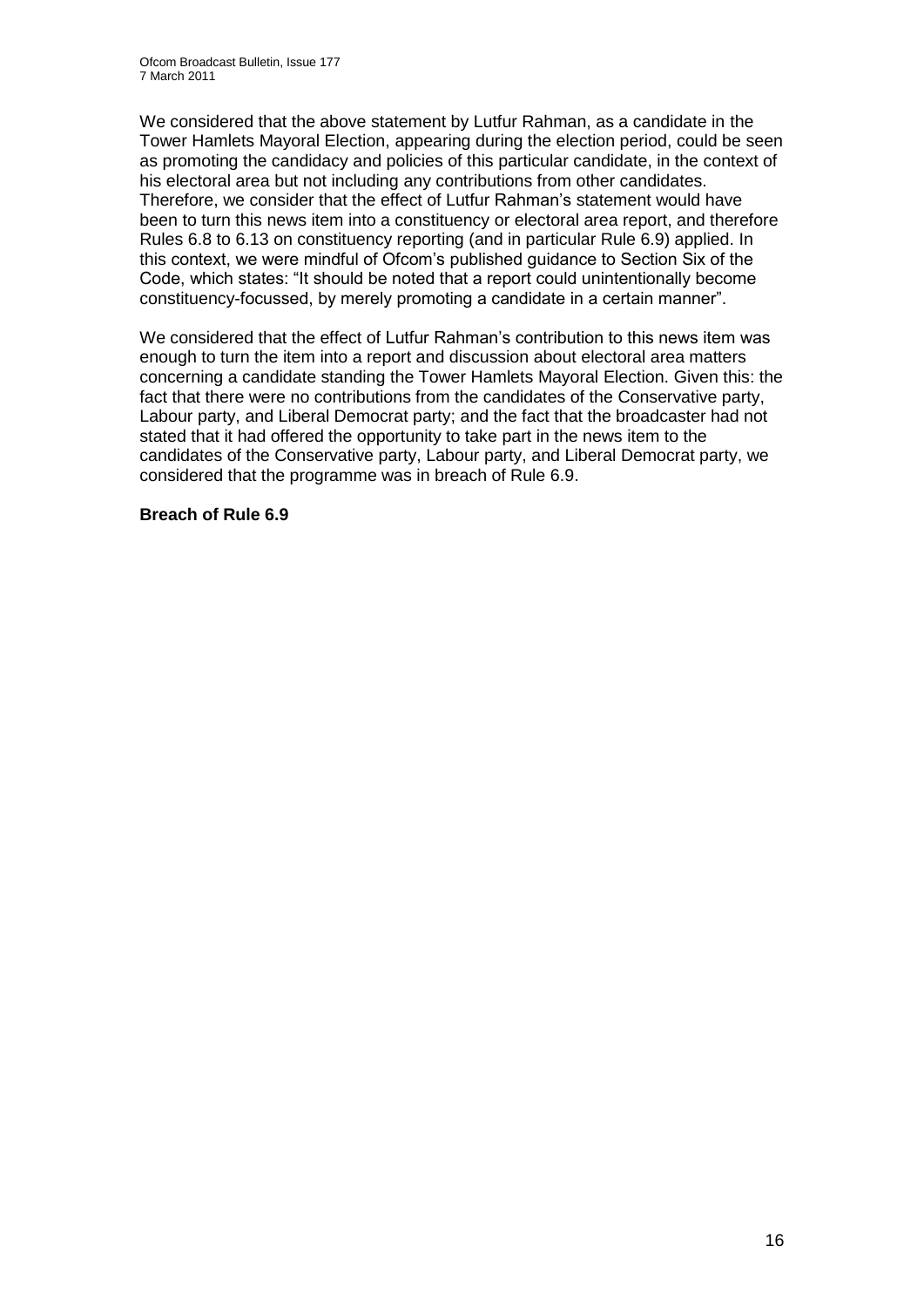We considered that the above statement by Lutfur Rahman, as a candidate in the Tower Hamlets Mayoral Election, appearing during the election period, could be seen as promoting the candidacy and policies of this particular candidate, in the context of his electoral area but not including any contributions from other candidates. Therefore, we consider that the effect of Lutfur Rahman's statement would have been to turn this news item into a constituency or electoral area report, and therefore Rules 6.8 to 6.13 on constituency reporting (and in particular Rule 6.9) applied. In this context, we were mindful of Ofcom's published guidance to Section Six of the Code, which states: "It should be noted that a report could unintentionally become constituency-focussed, by merely promoting a candidate in a certain manner".

We considered that the effect of Lutfur Rahman's contribution to this news item was enough to turn the item into a report and discussion about electoral area matters concerning a candidate standing the Tower Hamlets Mayoral Election. Given this: the fact that there were no contributions from the candidates of the Conservative party, Labour party, and Liberal Democrat party; and the fact that the broadcaster had not stated that it had offered the opportunity to take part in the news item to the candidates of the Conservative party, Labour party, and Liberal Democrat party, we considered that the programme was in breach of Rule 6.9.

**Breach of Rule 6.9**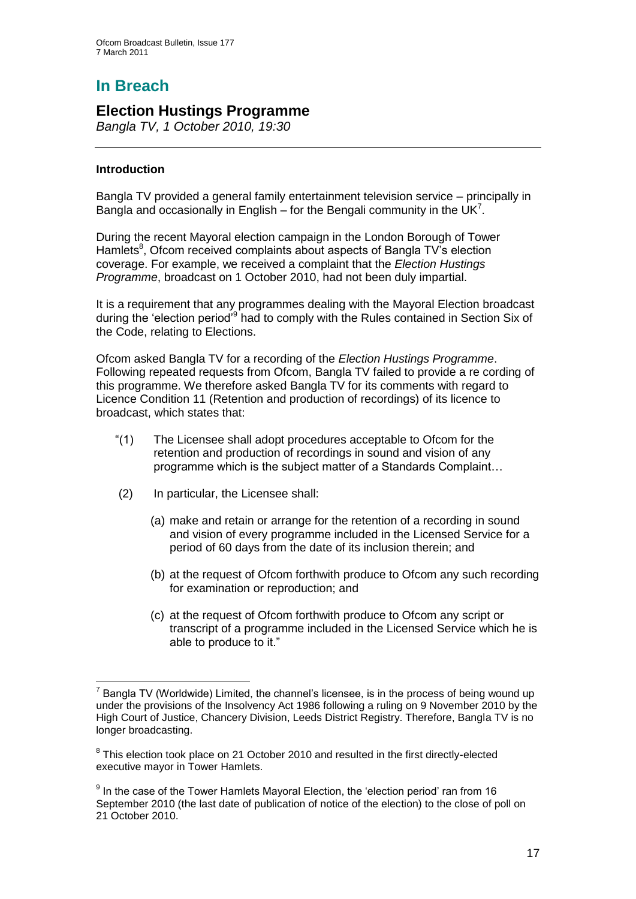# In Breach

## Election Hustings Programme

*Bangla TV, 1 October 2010, 19:30*

### Introduction

Bangla TV provided a general family entertainment television service – principally in Bangla and occasionally in English – for the Bengali community in the UK[7].

During the recent Mayoral election campaign in the London Borough of Tower Hamlets[8], Ofcom received complaints about aspects of Bangla TV's election coverage. For example, we received a complaint that the *Election Hustings Programme*, broadcast on 1 October 2010, had not been duly impartial.

It is a requirement that any programmes dealing with the Mayoral Election broadcast during the 'election period'[9] had to comply with the Rules contained in Section Six of the Code, relating to Elections.

Ofcom asked Bangla TV for a recording of the *Election Hustings Programme*. Following repeated requests from Ofcom, Bangla TV failed to provide a re cording of this programme. We therefore asked Bangla TV for its comments with regard to Licence Condition 11 (Retention and production of recordings) of its licence to broadcast, which states that:

> "(1) The Licensee shall adopt procedures acceptable to Ofcom for the retention and production of recordings in sound and vision of any programme which is the subject matter of a Standards Complaint…
>
> (2) In particular, the Licensee shall:
>
> (a) make and retain or arrange for the retention of a recording in sound and vision of every programme included in the Licensed Service for a period of 60 days from the date of its inclusion therein; and
>
> (b) at the request of Ofcom forthwith produce to Ofcom any such recording for examination or reproduction; and
>
> (c) at the request of Ofcom forthwith produce to Ofcom any script or transcript of a programme included in the Licensed Service which he is able to produce to it."

---

[7] Bangla TV (Worldwide) Limited, the channel's licensee, is in the process of being wound up under the provisions of the Insolvency Act 1986 following a ruling on 9 November 2010 by the High Court of Justice, Chancery Division, Leeds District Registry. Therefore, Bangla TV is no longer broadcasting.

[8] This election took place on 21 October 2010 and resulted in the first directly-elected executive mayor in Tower Hamlets.

[9] In the case of the Tower Hamlets Mayoral Election, the 'election period' ran from 16 September 2010 (the last date of publication of notice of the election) to the close of poll on 21 October 2010.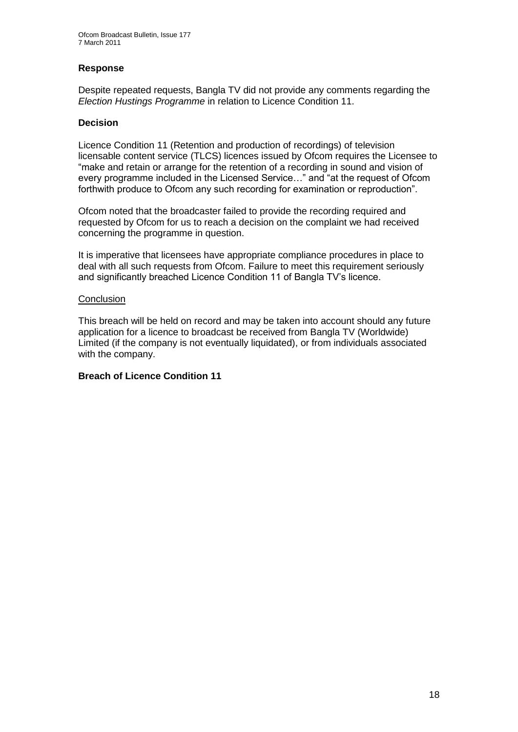### Response

Despite repeated requests, Bangla TV did not provide any comments regarding the *Election Hustings Programme* in relation to Licence Condition 11.

### Decision

Licence Condition 11 (Retention and production of recordings) of television licensable content service (TLCS) licences issued by Ofcom requires the Licensee to "make and retain or arrange for the retention of a recording in sound and vision of every programme included in the Licensed Service…" and "at the request of Ofcom forthwith produce to Ofcom any such recording for examination or reproduction".

Ofcom noted that the broadcaster failed to provide the recording required and requested by Ofcom for us to reach a decision on the complaint we had received concerning the programme in question.

It is imperative that licensees have appropriate compliance procedures in place to deal with all such requests from Ofcom. Failure to meet this requirement seriously and significantly breached Licence Condition 11 of Bangla TV's licence.

Conclusion

This breach will be held on record and may be taken into account should any future application for a licence to broadcast be received from Bangla TV (Worldwide) Limited (if the company is not eventually liquidated), or from individuals associated with the company.

**Breach of Licence Condition 11**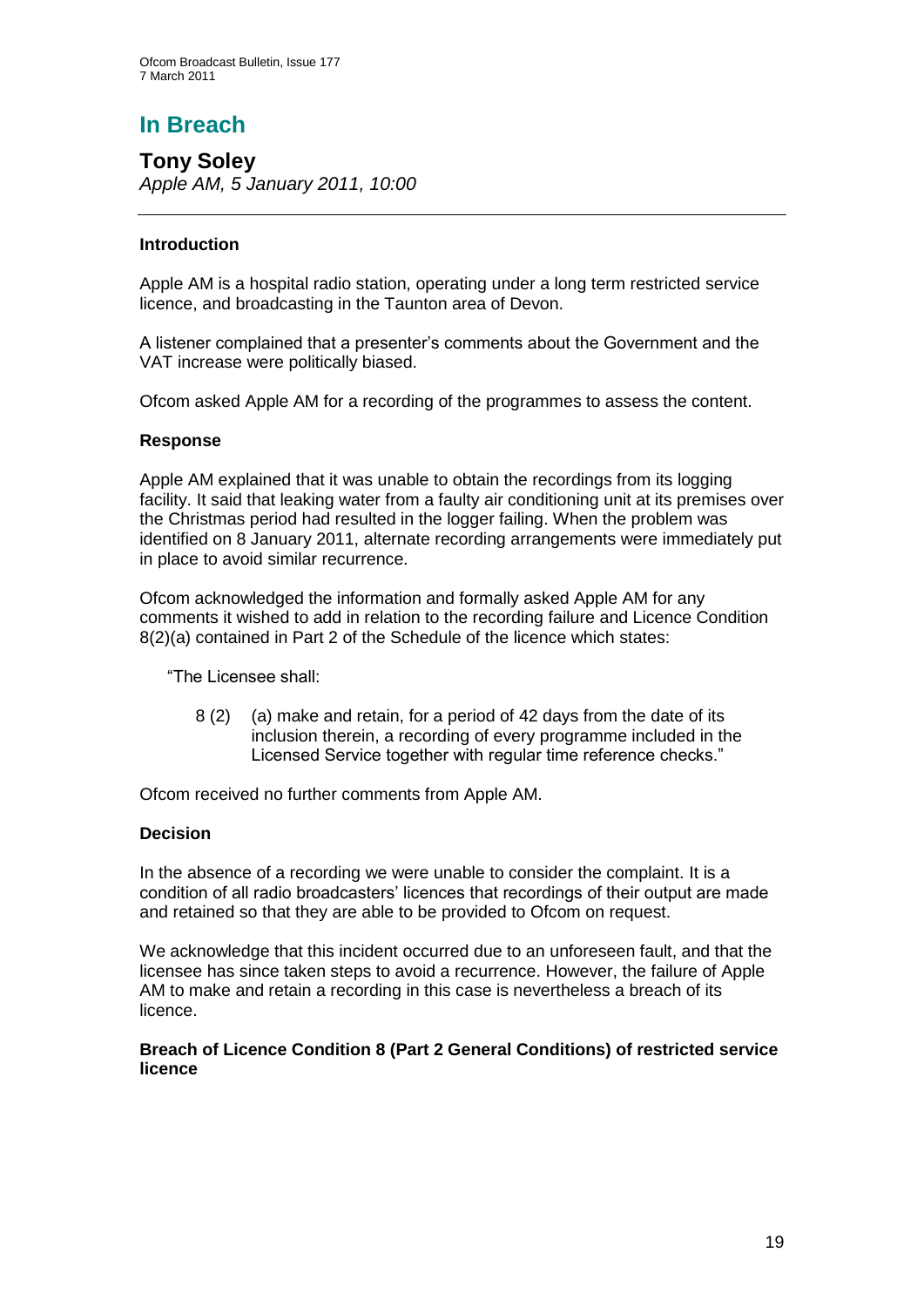# In Breach

## Tony Soley

*Apple AM, 5 January 2011, 10:00*

---

### Introduction

Apple AM is a hospital radio station, operating under a long term restricted service licence, and broadcasting in the Taunton area of Devon.

A listener complained that a presenter's comments about the Government and the VAT increase were politically biased.

Ofcom asked Apple AM for a recording of the programmes to assess the content.

### Response

Apple AM explained that it was unable to obtain the recordings from its logging facility. It said that leaking water from a faulty air conditioning unit at its premises over the Christmas period had resulted in the logger failing. When the problem was identified on 8 January 2011, alternate recording arrangements were immediately put in place to avoid similar recurrence.

Ofcom acknowledged the information and formally asked Apple AM for any comments it wished to add in relation to the recording failure and Licence Condition 8(2)(a) contained in Part 2 of the Schedule of the licence which states:

> "The Licensee shall:
>
> 8 (2) (a) make and retain, for a period of 42 days from the date of its inclusion therein, a recording of every programme included in the Licensed Service together with regular time reference checks."

Ofcom received no further comments from Apple AM.

### Decision

In the absence of a recording we were unable to consider the complaint. It is a condition of all radio broadcasters' licences that recordings of their output are made and retained so that they are able to be provided to Ofcom on request.

We acknowledge that this incident occurred due to an unforeseen fault, and that the licensee has since taken steps to avoid a recurrence. However, the failure of Apple AM to make and retain a recording in this case is nevertheless a breach of its licence.

**Breach of Licence Condition 8 (Part 2 General Conditions) of restricted service licence**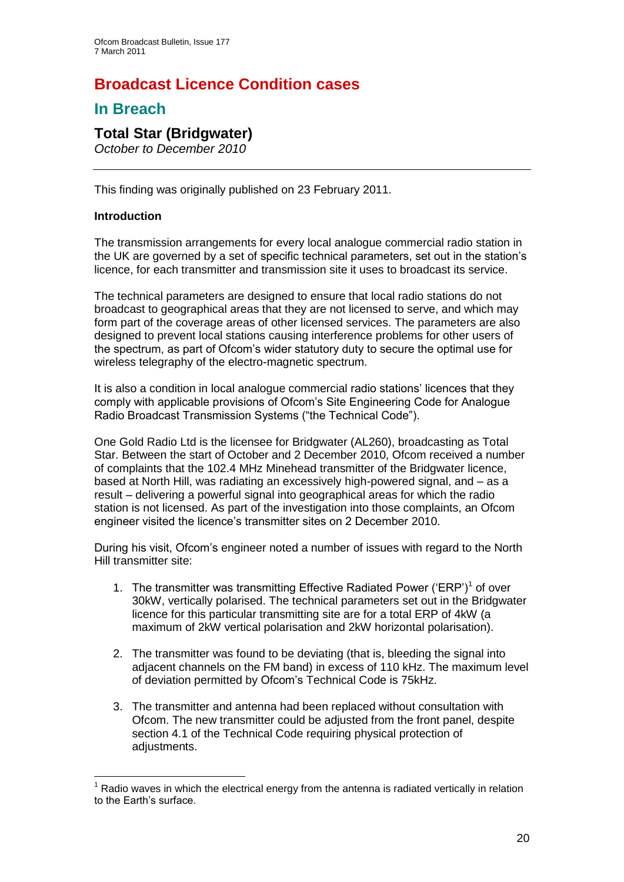# Broadcast Licence Condition cases

## In Breach

### Total Star (Bridgwater)

*October to December 2010*

---

This finding was originally published on 23 February 2011.

**Introduction**

The transmission arrangements for every local analogue commercial radio station in the UK are governed by a set of specific technical parameters, set out in the station's licence, for each transmitter and transmission site it uses to broadcast its service.

The technical parameters are designed to ensure that local radio stations do not broadcast to geographical areas that they are not licensed to serve, and which may form part of the coverage areas of other licensed services. The parameters are also designed to prevent local stations causing interference problems for other users of the spectrum, as part of Ofcom's wider statutory duty to secure the optimal use for wireless telegraphy of the electro-magnetic spectrum.

It is also a condition in local analogue commercial radio stations' licences that they comply with applicable provisions of Ofcom's Site Engineering Code for Analogue Radio Broadcast Transmission Systems ("the Technical Code").

One Gold Radio Ltd is the licensee for Bridgwater (AL260), broadcasting as Total Star. Between the start of October and 2 December 2010, Ofcom received a number of complaints that the 102.4 MHz Minehead transmitter of the Bridgwater licence, based at North Hill, was radiating an excessively high-powered signal, and – as a result – delivering a powerful signal into geographical areas for which the radio station is not licensed. As part of the investigation into those complaints, an Ofcom engineer visited the licence's transmitter sites on 2 December 2010.

During his visit, Ofcom's engineer noted a number of issues with regard to the North Hill transmitter site:

1. The transmitter was transmitting Effective Radiated Power ('ERP')[1] of over 30kW, vertically polarised. The technical parameters set out in the Bridgwater licence for this particular transmitting site are for a total ERP of 4kW (a maximum of 2kW vertical polarisation and 2kW horizontal polarisation).
2. The transmitter was found to be deviating (that is, bleeding the signal into adjacent channels on the FM band) in excess of 110 kHz. The maximum level of deviation permitted by Ofcom's Technical Code is 75kHz.
3. The transmitter and antenna had been replaced without consultation with Ofcom. The new transmitter could be adjusted from the front panel, despite section 4.1 of the Technical Code requiring physical protection of adjustments.

---

[1] Radio waves in which the electrical energy from the antenna is radiated vertically in relation to the Earth's surface.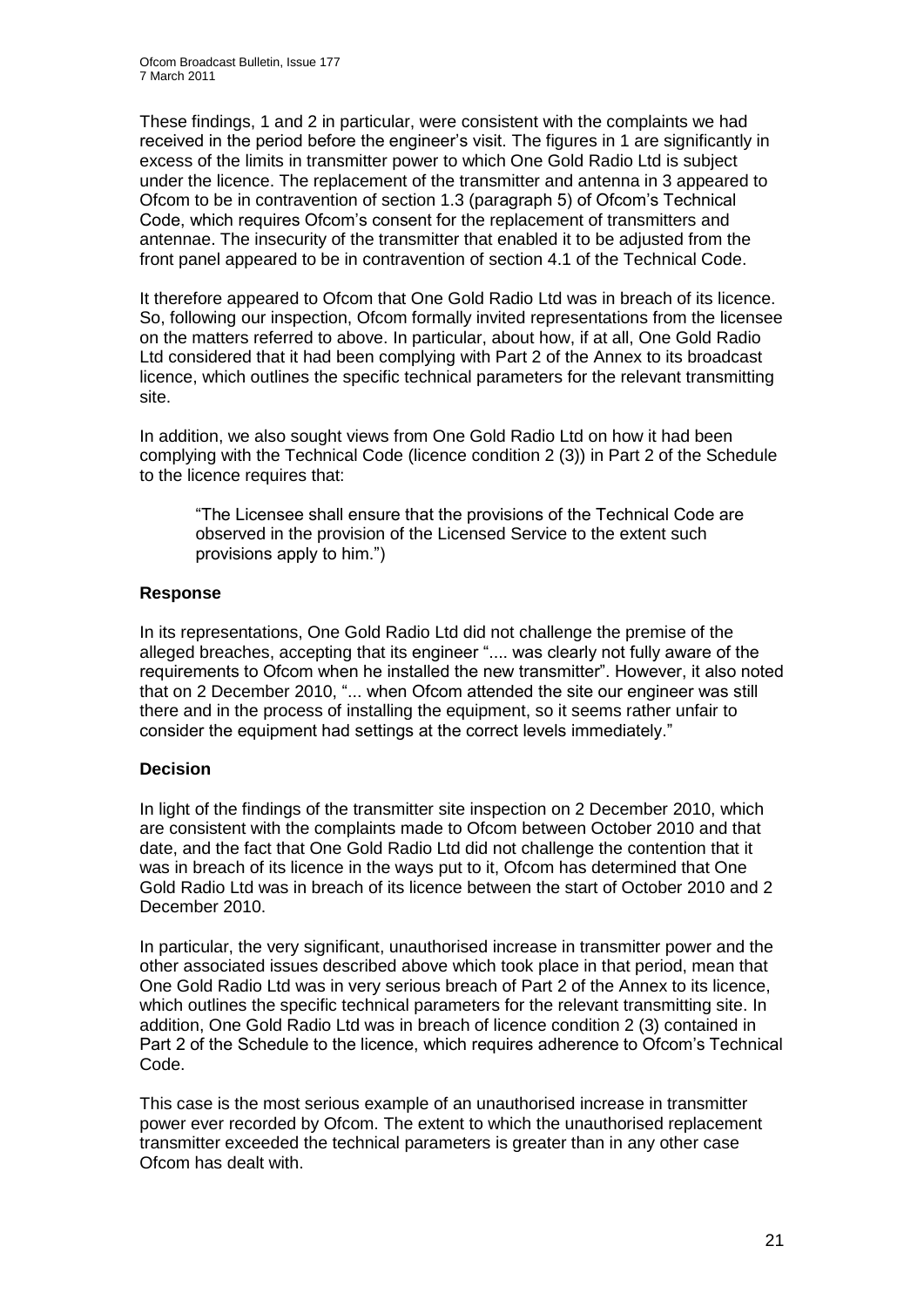These findings, 1 and 2 in particular, were consistent with the complaints we had received in the period before the engineer's visit. The figures in 1 are significantly in excess of the limits in transmitter power to which One Gold Radio Ltd is subject under the licence. The replacement of the transmitter and antenna in 3 appeared to Ofcom to be in contravention of section 1.3 (paragraph 5) of Ofcom's Technical Code, which requires Ofcom's consent for the replacement of transmitters and antennae. The insecurity of the transmitter that enabled it to be adjusted from the front panel appeared to be in contravention of section 4.1 of the Technical Code.

It therefore appeared to Ofcom that One Gold Radio Ltd was in breach of its licence. So, following our inspection, Ofcom formally invited representations from the licensee on the matters referred to above. In particular, about how, if at all, One Gold Radio Ltd considered that it had been complying with Part 2 of the Annex to its broadcast licence, which outlines the specific technical parameters for the relevant transmitting site.

In addition, we also sought views from One Gold Radio Ltd on how it had been complying with the Technical Code (licence condition 2 (3)) in Part 2 of the Schedule to the licence requires that:

> "The Licensee shall ensure that the provisions of the Technical Code are observed in the provision of the Licensed Service to the extent such provisions apply to him.")

**Response**

In its representations, One Gold Radio Ltd did not challenge the premise of the alleged breaches, accepting that its engineer ".... was clearly not fully aware of the requirements to Ofcom when he installed the new transmitter". However, it also noted that on 2 December 2010, "... when Ofcom attended the site our engineer was still there and in the process of installing the equipment, so it seems rather unfair to consider the equipment had settings at the correct levels immediately."

**Decision**

In light of the findings of the transmitter site inspection on 2 December 2010, which are consistent with the complaints made to Ofcom between October 2010 and that date, and the fact that One Gold Radio Ltd did not challenge the contention that it was in breach of its licence in the ways put to it, Ofcom has determined that One Gold Radio Ltd was in breach of its licence between the start of October 2010 and 2 December 2010.

In particular, the very significant, unauthorised increase in transmitter power and the other associated issues described above which took place in that period, mean that One Gold Radio Ltd was in very serious breach of Part 2 of the Annex to its licence, which outlines the specific technical parameters for the relevant transmitting site. In addition, One Gold Radio Ltd was in breach of licence condition 2 (3) contained in Part 2 of the Schedule to the licence, which requires adherence to Ofcom's Technical Code.

This case is the most serious example of an unauthorised increase in transmitter power ever recorded by Ofcom. The extent to which the unauthorised replacement transmitter exceeded the technical parameters is greater than in any other case Ofcom has dealt with.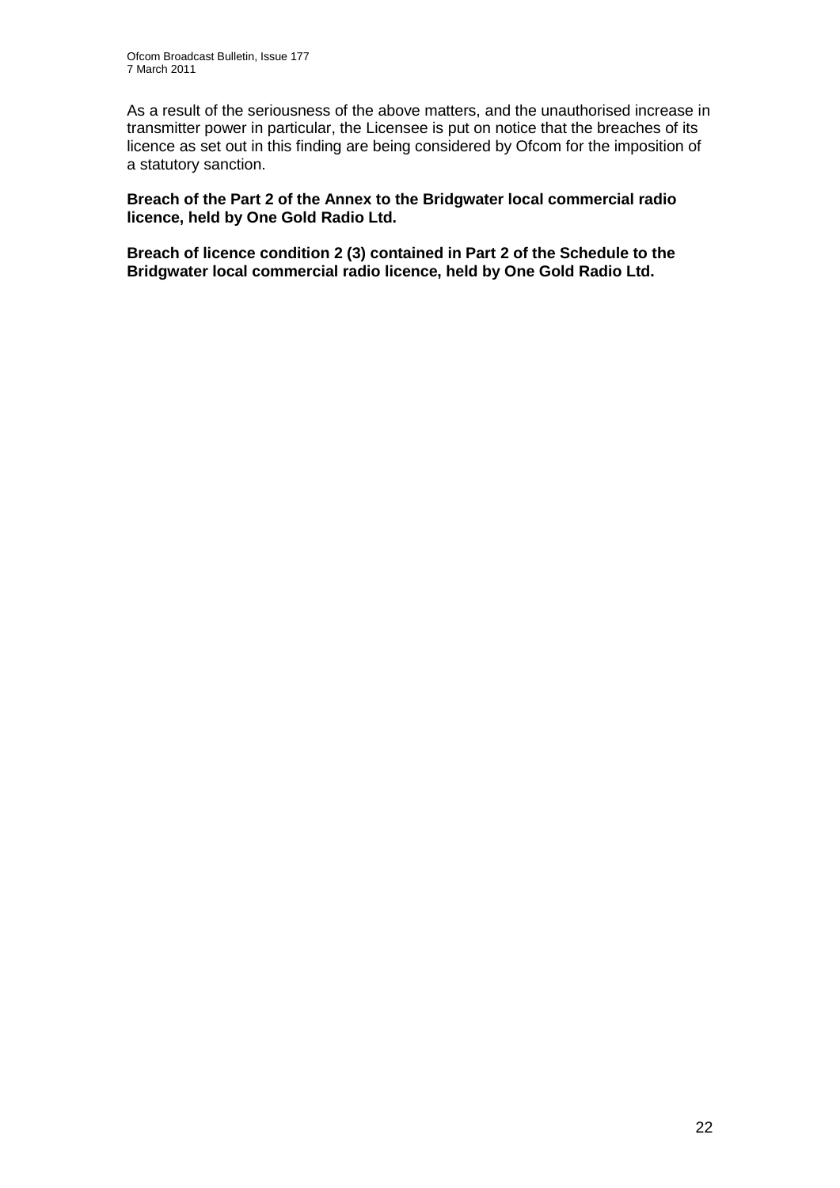As a result of the seriousness of the above matters, and the unauthorised increase in transmitter power in particular, the Licensee is put on notice that the breaches of its licence as set out in this finding are being considered by Ofcom for the imposition of a statutory sanction.

**Breach of the Part 2 of the Annex to the Bridgwater local commercial radio licence, held by One Gold Radio Ltd.**

**Breach of licence condition 2 (3) contained in Part 2 of the Schedule to the Bridgwater local commercial radio licence, held by One Gold Radio Ltd.**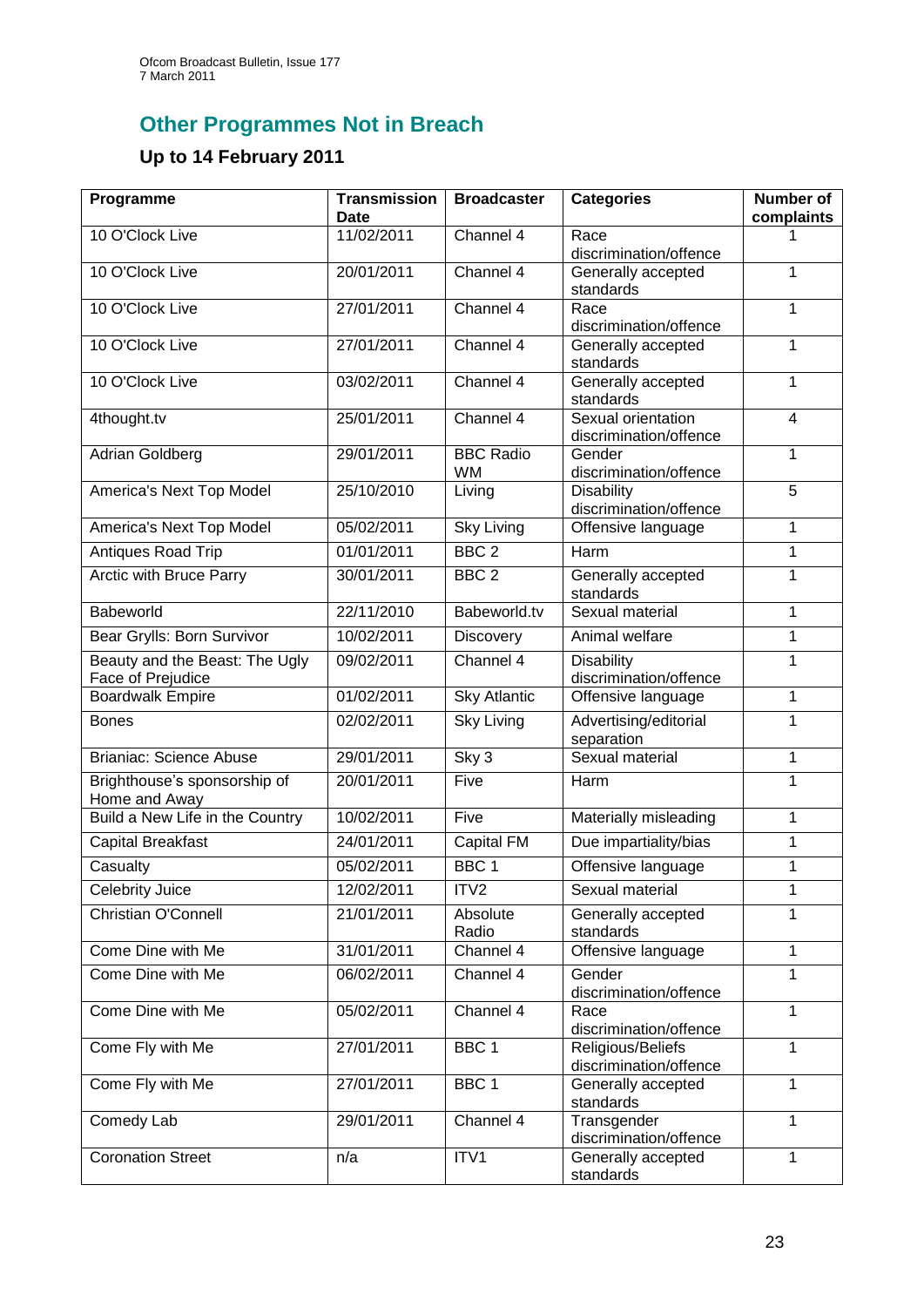## Other Programmes Not in Breach

### Up to 14 February 2011

| Programme | Transmission Date | Broadcaster | Categories | Number of complaints |
|---|---|---|---|---|
| 10 O'Clock Live | 11/02/2011 | Channel 4 | Race discrimination/offence | 1 |
| 10 O'Clock Live | 20/01/2011 | Channel 4 | Generally accepted standards | 1 |
| 10 O'Clock Live | 27/01/2011 | Channel 4 | Race discrimination/offence | 1 |
| 10 O'Clock Live | 27/01/2011 | Channel 4 | Generally accepted standards | 1 |
| 10 O'Clock Live | 03/02/2011 | Channel 4 | Generally accepted standards | 1 |
| 4thought.tv | 25/01/2011 | Channel 4 | Sexual orientation discrimination/offence | 4 |
| Adrian Goldberg | 29/01/2011 | BBC Radio WM | Gender discrimination/offence | 1 |
| America's Next Top Model | 25/10/2010 | Living | Disability discrimination/offence | 5 |
| America's Next Top Model | 05/02/2011 | Sky Living | Offensive language | 1 |
| Antiques Road Trip | 01/01/2011 | BBC 2 | Harm | 1 |
| Arctic with Bruce Parry | 30/01/2011 | BBC 2 | Generally accepted standards | 1 |
| Babeworld | 22/11/2010 | Babeworld.tv | Sexual material | 1 |
| Bear Grylls: Born Survivor | 10/02/2011 | Discovery | Animal welfare | 1 |
| Beauty and the Beast: The Ugly Face of Prejudice | 09/02/2011 | Channel 4 | Disability discrimination/offence | 1 |
| Boardwalk Empire | 01/02/2011 | Sky Atlantic | Offensive language | 1 |
| Bones | 02/02/2011 | Sky Living | Advertising/editorial separation | 1 |
| Brianiac: Science Abuse | 29/01/2011 | Sky 3 | Sexual material | 1 |
| Brighthouse's sponsorship of Home and Away | 20/01/2011 | Five | Harm | 1 |
| Build a New Life in the Country | 10/02/2011 | Five | Materially misleading | 1 |
| Capital Breakfast | 24/01/2011 | Capital FM | Due impartiality/bias | 1 |
| Casualty | 05/02/2011 | BBC 1 | Offensive language | 1 |
| Celebrity Juice | 12/02/2011 | ITV2 | Sexual material | 1 |
| Christian O'Connell | 21/01/2011 | Absolute Radio | Generally accepted standards | 1 |
| Come Dine with Me | 31/01/2011 | Channel 4 | Offensive language | 1 |
| Come Dine with Me | 06/02/2011 | Channel 4 | Gender discrimination/offence | 1 |
| Come Dine with Me | 05/02/2011 | Channel 4 | Race discrimination/offence | 1 |
| Come Fly with Me | 27/01/2011 | BBC 1 | Religious/Beliefs discrimination/offence | 1 |
| Come Fly with Me | 27/01/2011 | BBC 1 | Generally accepted standards | 1 |
| Comedy Lab | 29/01/2011 | Channel 4 | Transgender discrimination/offence | 1 |
| Coronation Street | n/a | ITV1 | Generally accepted standards | 1 |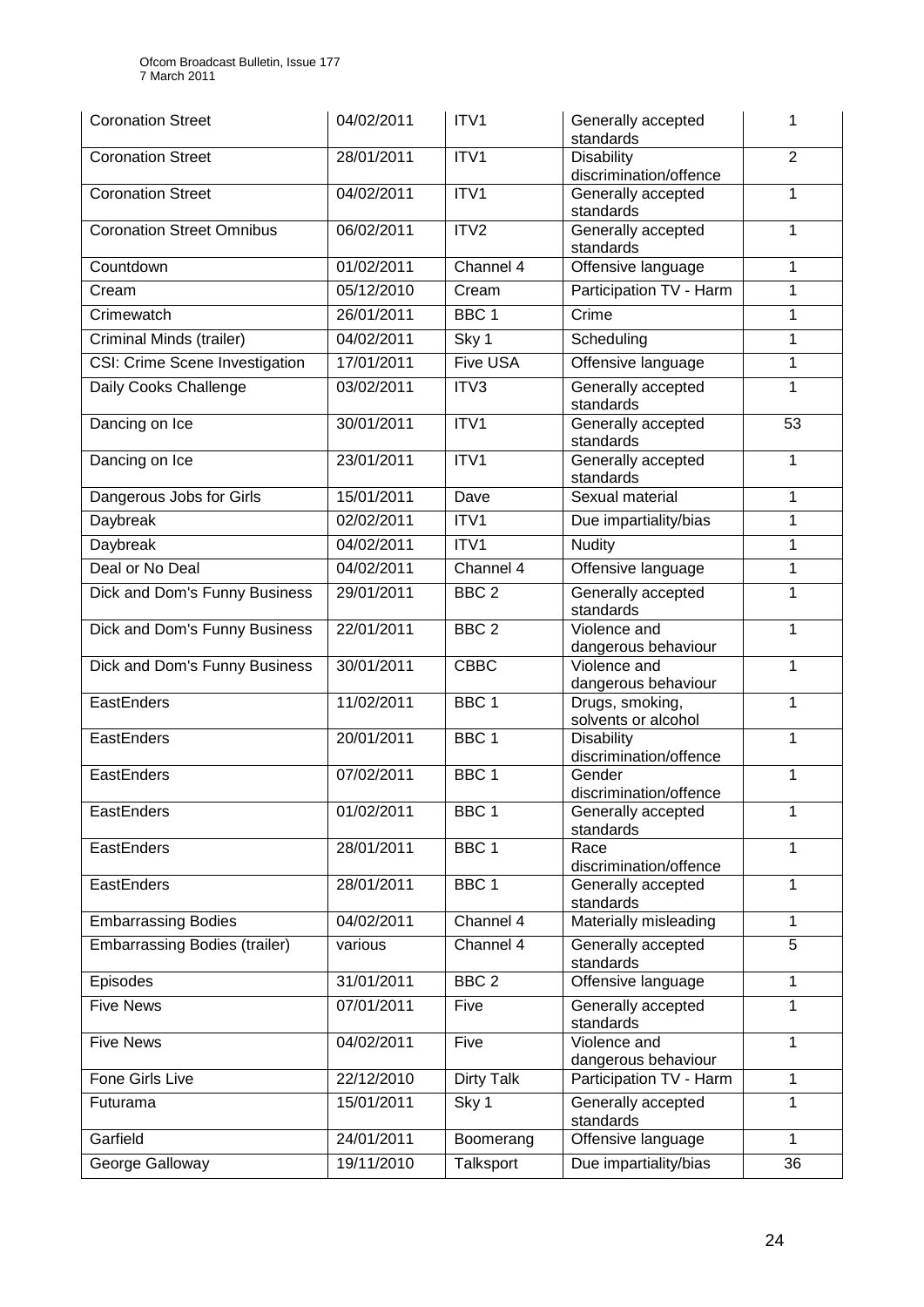| Coronation Street | 04/02/2011 | ITV1 | Generally accepted standards | 1 |
|---|---|---|---|---|
| Coronation Street | 28/01/2011 | ITV1 | Disability discrimination/offence | 2 |
| Coronation Street | 04/02/2011 | ITV1 | Generally accepted standards | 1 |
| Coronation Street Omnibus | 06/02/2011 | ITV2 | Generally accepted standards | 1 |
| Countdown | 01/02/2011 | Channel 4 | Offensive language | 1 |
| Cream | 05/12/2010 | Cream | Participation TV - Harm | 1 |
| Crimewatch | 26/01/2011 | BBC 1 | Crime | 1 |
| Criminal Minds (trailer) | 04/02/2011 | Sky 1 | Scheduling | 1 |
| CSI: Crime Scene Investigation | 17/01/2011 | Five USA | Offensive language | 1 |
| Daily Cooks Challenge | 03/02/2011 | ITV3 | Generally accepted standards | 1 |
| Dancing on Ice | 30/01/2011 | ITV1 | Generally accepted standards | 53 |
| Dancing on Ice | 23/01/2011 | ITV1 | Generally accepted standards | 1 |
| Dangerous Jobs for Girls | 15/01/2011 | Dave | Sexual material | 1 |
| Daybreak | 02/02/2011 | ITV1 | Due impartiality/bias | 1 |
| Daybreak | 04/02/2011 | ITV1 | Nudity | 1 |
| Deal or No Deal | 04/02/2011 | Channel 4 | Offensive language | 1 |
| Dick and Dom's Funny Business | 29/01/2011 | BBC 2 | Generally accepted standards | 1 |
| Dick and Dom's Funny Business | 22/01/2011 | BBC 2 | Violence and dangerous behaviour | 1 |
| Dick and Dom's Funny Business | 30/01/2011 | CBBC | Violence and dangerous behaviour | 1 |
| EastEnders | 11/02/2011 | BBC 1 | Drugs, smoking, solvents or alcohol | 1 |
| EastEnders | 20/01/2011 | BBC 1 | Disability discrimination/offence | 1 |
| EastEnders | 07/02/2011 | BBC 1 | Gender discrimination/offence | 1 |
| EastEnders | 01/02/2011 | BBC 1 | Generally accepted standards | 1 |
| EastEnders | 28/01/2011 | BBC 1 | Race discrimination/offence | 1 |
| EastEnders | 28/01/2011 | BBC 1 | Generally accepted standards | 1 |
| Embarrassing Bodies | 04/02/2011 | Channel 4 | Materially misleading | 1 |
| Embarrassing Bodies (trailer) | various | Channel 4 | Generally accepted standards | 5 |
| Episodes | 31/01/2011 | BBC 2 | Offensive language | 1 |
| Five News | 07/01/2011 | Five | Generally accepted standards | 1 |
| Five News | 04/02/2011 | Five | Violence and dangerous behaviour | 1 |
| Fone Girls Live | 22/12/2010 | Dirty Talk | Participation TV - Harm | 1 |
| Futurama | 15/01/2011 | Sky 1 | Generally accepted standards | 1 |
| Garfield | 24/01/2011 | Boomerang | Offensive language | 1 |
| George Galloway | 19/11/2010 | Talksport | Due impartiality/bias | 36 |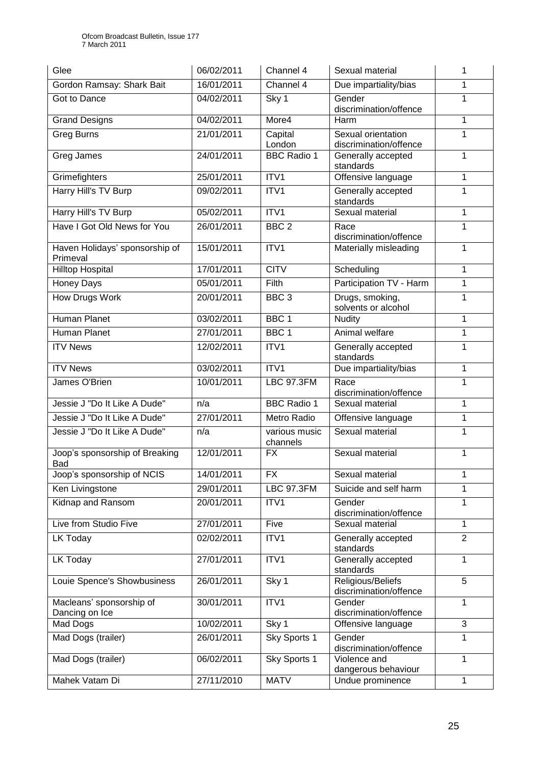| Glee | 06/02/2011 | Channel 4 | Sexual material | 1 |
|---|---|---|---|---|
| Gordon Ramsay: Shark Bait | 16/01/2011 | Channel 4 | Due impartiality/bias | 1 |
| Got to Dance | 04/02/2011 | Sky 1 | Gender discrimination/offence | 1 |
| Grand Designs | 04/02/2011 | More4 | Harm | 1 |
| Greg Burns | 21/01/2011 | Capital London | Sexual orientation discrimination/offence | 1 |
| Greg James | 24/01/2011 | BBC Radio 1 | Generally accepted standards | 1 |
| Grimefighters | 25/01/2011 | ITV1 | Offensive language | 1 |
| Harry Hill's TV Burp | 09/02/2011 | ITV1 | Generally accepted standards | 1 |
| Harry Hill's TV Burp | 05/02/2011 | ITV1 | Sexual material | 1 |
| Have I Got Old News for You | 26/01/2011 | BBC 2 | Race discrimination/offence | 1 |
| Haven Holidays' sponsorship of Primeval | 15/01/2011 | ITV1 | Materially misleading | 1 |
| Hilltop Hospital | 17/01/2011 | CITV | Scheduling | 1 |
| Honey Days | 05/01/2011 | Filth | Participation TV - Harm | 1 |
| How Drugs Work | 20/01/2011 | BBC 3 | Drugs, smoking, solvents or alcohol | 1 |
| Human Planet | 03/02/2011 | BBC 1 | Nudity | 1 |
| Human Planet | 27/01/2011 | BBC 1 | Animal welfare | 1 |
| ITV News | 12/02/2011 | ITV1 | Generally accepted standards | 1 |
| ITV News | 03/02/2011 | ITV1 | Due impartiality/bias | 1 |
| James O'Brien | 10/01/2011 | LBC 97.3FM | Race discrimination/offence | 1 |
| Jessie J "Do It Like A Dude" | n/a | BBC Radio 1 | Sexual material | 1 |
| Jessie J "Do It Like A Dude" | 27/01/2011 | Metro Radio | Offensive language | 1 |
| Jessie J "Do It Like A Dude" | n/a | various music channels | Sexual material | 1 |
| Joop's sponsorship of Breaking Bad | 12/01/2011 | FX | Sexual material | 1 |
| Joop's sponsorship of NCIS | 14/01/2011 | FX | Sexual material | 1 |
| Ken Livingstone | 29/01/2011 | LBC 97.3FM | Suicide and self harm | 1 |
| Kidnap and Ransom | 20/01/2011 | ITV1 | Gender discrimination/offence | 1 |
| Live from Studio Five | 27/01/2011 | Five | Sexual material | 1 |
| LK Today | 02/02/2011 | ITV1 | Generally accepted standards | 2 |
| LK Today | 27/01/2011 | ITV1 | Generally accepted standards | 1 |
| Louie Spence's Showbusiness | 26/01/2011 | Sky 1 | Religious/Beliefs discrimination/offence | 5 |
| Macleans' sponsorship of Dancing on Ice | 30/01/2011 | ITV1 | Gender discrimination/offence | 1 |
| Mad Dogs | 10/02/2011 | Sky 1 | Offensive language | 3 |
| Mad Dogs (trailer) | 26/01/2011 | Sky Sports 1 | Gender discrimination/offence | 1 |
| Mad Dogs (trailer) | 06/02/2011 | Sky Sports 1 | Violence and dangerous behaviour | 1 |
| Mahek Vatam Di | 27/11/2010 | MATV | Undue prominence | 1 |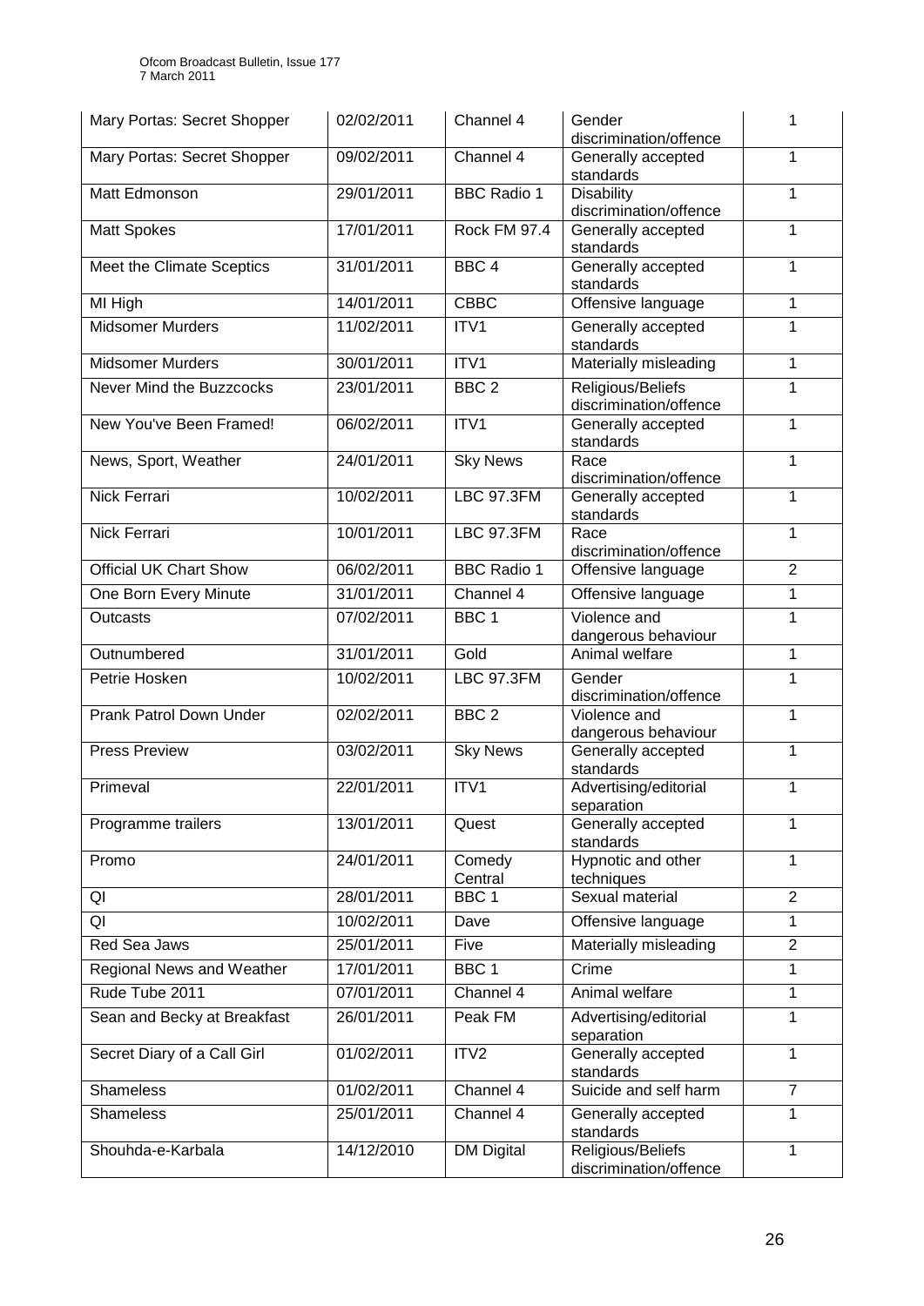| | | | | |
|---|---|---|---|---|
| Mary Portas: Secret Shopper | 02/02/2011 | Channel 4 | Gender discrimination/offence | 1 |
| Mary Portas: Secret Shopper | 09/02/2011 | Channel 4 | Generally accepted standards | 1 |
| Matt Edmonson | 29/01/2011 | BBC Radio 1 | Disability discrimination/offence | 1 |
| Matt Spokes | 17/01/2011 | Rock FM 97.4 | Generally accepted standards | 1 |
| Meet the Climate Sceptics | 31/01/2011 | BBC 4 | Generally accepted standards | 1 |
| MI High | 14/01/2011 | CBBC | Offensive language | 1 |
| Midsomer Murders | 11/02/2011 | ITV1 | Generally accepted standards | 1 |
| Midsomer Murders | 30/01/2011 | ITV1 | Materially misleading | 1 |
| Never Mind the Buzzcocks | 23/01/2011 | BBC 2 | Religious/Beliefs discrimination/offence | 1 |
| New You've Been Framed! | 06/02/2011 | ITV1 | Generally accepted standards | 1 |
| News, Sport, Weather | 24/01/2011 | Sky News | Race discrimination/offence | 1 |
| Nick Ferrari | 10/02/2011 | LBC 97.3FM | Generally accepted standards | 1 |
| Nick Ferrari | 10/01/2011 | LBC 97.3FM | Race discrimination/offence | 1 |
| Official UK Chart Show | 06/02/2011 | BBC Radio 1 | Offensive language | 2 |
| One Born Every Minute | 31/01/2011 | Channel 4 | Offensive language | 1 |
| Outcasts | 07/02/2011 | BBC 1 | Violence and dangerous behaviour | 1 |
| Outnumbered | 31/01/2011 | Gold | Animal welfare | 1 |
| Petrie Hosken | 10/02/2011 | LBC 97.3FM | Gender discrimination/offence | 1 |
| Prank Patrol Down Under | 02/02/2011 | BBC 2 | Violence and dangerous behaviour | 1 |
| Press Preview | 03/02/2011 | Sky News | Generally accepted standards | 1 |
| Primeval | 22/01/2011 | ITV1 | Advertising/editorial separation | 1 |
| Programme trailers | 13/01/2011 | Quest | Generally accepted standards | 1 |
| Promo | 24/01/2011 | Comedy Central | Hypnotic and other techniques | 1 |
| QI | 28/01/2011 | BBC 1 | Sexual material | 2 |
| QI | 10/02/2011 | Dave | Offensive language | 1 |
| Red Sea Jaws | 25/01/2011 | Five | Materially misleading | 2 |
| Regional News and Weather | 17/01/2011 | BBC 1 | Crime | 1 |
| Rude Tube 2011 | 07/01/2011 | Channel 4 | Animal welfare | 1 |
| Sean and Becky at Breakfast | 26/01/2011 | Peak FM | Advertising/editorial separation | 1 |
| Secret Diary of a Call Girl | 01/02/2011 | ITV2 | Generally accepted standards | 1 |
| Shameless | 01/02/2011 | Channel 4 | Suicide and self harm | 7 |
| Shameless | 25/01/2011 | Channel 4 | Generally accepted standards | 1 |
| Shouhda-e-Karbala | 14/12/2010 | DM Digital | Religious/Beliefs discrimination/offence | 1 |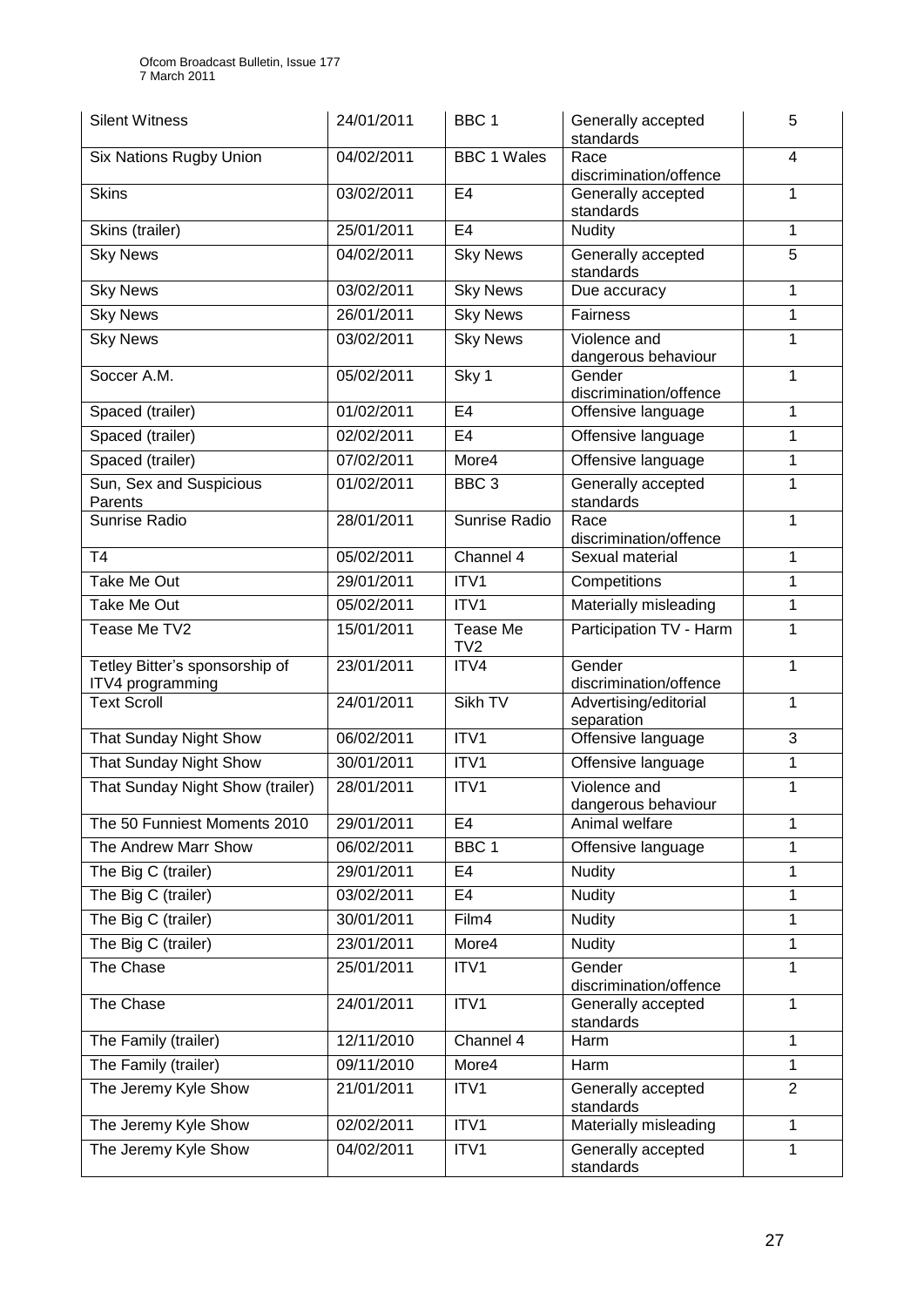| Silent Witness | 24/01/2011 | BBC 1 | Generally accepted standards | 5 |
|---|---|---|---|---|
| Six Nations Rugby Union | 04/02/2011 | BBC 1 Wales | Race discrimination/offence | 4 |
| Skins | 03/02/2011 | E4 | Generally accepted standards | 1 |
| Skins (trailer) | 25/01/2011 | E4 | Nudity | 1 |
| Sky News | 04/02/2011 | Sky News | Generally accepted standards | 5 |
| Sky News | 03/02/2011 | Sky News | Due accuracy | 1 |
| Sky News | 26/01/2011 | Sky News | Fairness | 1 |
| Sky News | 03/02/2011 | Sky News | Violence and dangerous behaviour | 1 |
| Soccer A.M. | 05/02/2011 | Sky 1 | Gender discrimination/offence | 1 |
| Spaced (trailer) | 01/02/2011 | E4 | Offensive language | 1 |
| Spaced (trailer) | 02/02/2011 | E4 | Offensive language | 1 |
| Spaced (trailer) | 07/02/2011 | More4 | Offensive language | 1 |
| Sun, Sex and Suspicious Parents | 01/02/2011 | BBC 3 | Generally accepted standards | 1 |
| Sunrise Radio | 28/01/2011 | Sunrise Radio | Race discrimination/offence | 1 |
| T4 | 05/02/2011 | Channel 4 | Sexual material | 1 |
| Take Me Out | 29/01/2011 | ITV1 | Competitions | 1 |
| Take Me Out | 05/02/2011 | ITV1 | Materially misleading | 1 |
| Tease Me TV2 | 15/01/2011 | Tease Me TV2 | Participation TV - Harm | 1 |
| Tetley Bitter's sponsorship of ITV4 programming | 23/01/2011 | ITV4 | Gender discrimination/offence | 1 |
| Text Scroll | 24/01/2011 | Sikh TV | Advertising/editorial separation | 1 |
| That Sunday Night Show | 06/02/2011 | ITV1 | Offensive language | 3 |
| That Sunday Night Show | 30/01/2011 | ITV1 | Offensive language | 1 |
| That Sunday Night Show (trailer) | 28/01/2011 | ITV1 | Violence and dangerous behaviour | 1 |
| The 50 Funniest Moments 2010 | 29/01/2011 | E4 | Animal welfare | 1 |
| The Andrew Marr Show | 06/02/2011 | BBC 1 | Offensive language | 1 |
| The Big C (trailer) | 29/01/2011 | E4 | Nudity | 1 |
| The Big C (trailer) | 03/02/2011 | E4 | Nudity | 1 |
| The Big C (trailer) | 30/01/2011 | Film4 | Nudity | 1 |
| The Big C (trailer) | 23/01/2011 | More4 | Nudity | 1 |
| The Chase | 25/01/2011 | ITV1 | Gender discrimination/offence | 1 |
| The Chase | 24/01/2011 | ITV1 | Generally accepted standards | 1 |
| The Family (trailer) | 12/11/2010 | Channel 4 | Harm | 1 |
| The Family (trailer) | 09/11/2010 | More4 | Harm | 1 |
| The Jeremy Kyle Show | 21/01/2011 | ITV1 | Generally accepted standards | 2 |
| The Jeremy Kyle Show | 02/02/2011 | ITV1 | Materially misleading | 1 |
| The Jeremy Kyle Show | 04/02/2011 | ITV1 | Generally accepted standards | 1 |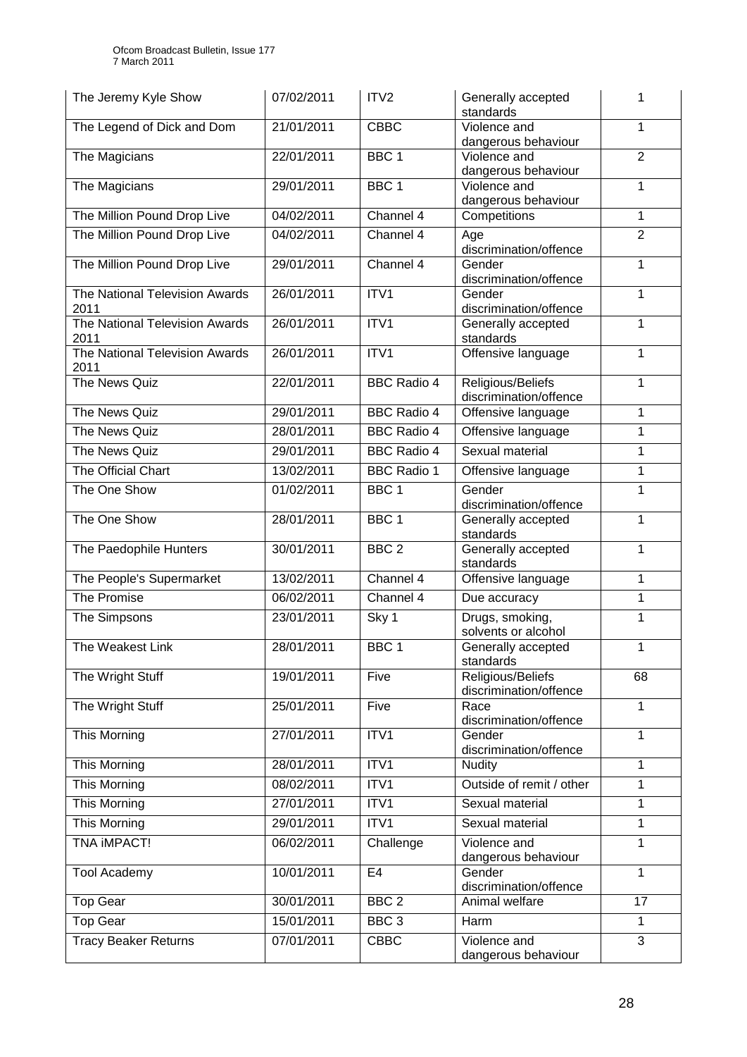| The Jeremy Kyle Show | 07/02/2011 | ITV2 | Generally accepted standards | 1 |
|---|---|---|---|---|
| The Legend of Dick and Dom | 21/01/2011 | CBBC | Violence and dangerous behaviour | 1 |
| The Magicians | 22/01/2011 | BBC 1 | Violence and dangerous behaviour | 2 |
| The Magicians | 29/01/2011 | BBC 1 | Violence and dangerous behaviour | 1 |
| The Million Pound Drop Live | 04/02/2011 | Channel 4 | Competitions | 1 |
| The Million Pound Drop Live | 04/02/2011 | Channel 4 | Age discrimination/offence | 2 |
| The Million Pound Drop Live | 29/01/2011 | Channel 4 | Gender discrimination/offence | 1 |
| The National Television Awards 2011 | 26/01/2011 | ITV1 | Gender discrimination/offence | 1 |
| The National Television Awards 2011 | 26/01/2011 | ITV1 | Generally accepted standards | 1 |
| The National Television Awards 2011 | 26/01/2011 | ITV1 | Offensive language | 1 |
| The News Quiz | 22/01/2011 | BBC Radio 4 | Religious/Beliefs discrimination/offence | 1 |
| The News Quiz | 29/01/2011 | BBC Radio 4 | Offensive language | 1 |
| The News Quiz | 28/01/2011 | BBC Radio 4 | Offensive language | 1 |
| The News Quiz | 29/01/2011 | BBC Radio 4 | Sexual material | 1 |
| The Official Chart | 13/02/2011 | BBC Radio 1 | Offensive language | 1 |
| The One Show | 01/02/2011 | BBC 1 | Gender discrimination/offence | 1 |
| The One Show | 28/01/2011 | BBC 1 | Generally accepted standards | 1 |
| The Paedophile Hunters | 30/01/2011 | BBC 2 | Generally accepted standards | 1 |
| The People's Supermarket | 13/02/2011 | Channel 4 | Offensive language | 1 |
| The Promise | 06/02/2011 | Channel 4 | Due accuracy | 1 |
| The Simpsons | 23/01/2011 | Sky 1 | Drugs, smoking, solvents or alcohol | 1 |
| The Weakest Link | 28/01/2011 | BBC 1 | Generally accepted standards | 1 |
| The Wright Stuff | 19/01/2011 | Five | Religious/Beliefs discrimination/offence | 68 |
| The Wright Stuff | 25/01/2011 | Five | Race discrimination/offence | 1 |
| This Morning | 27/01/2011 | ITV1 | Gender discrimination/offence | 1 |
| This Morning | 28/01/2011 | ITV1 | Nudity | 1 |
| This Morning | 08/02/2011 | ITV1 | Outside of remit / other | 1 |
| This Morning | 27/01/2011 | ITV1 | Sexual material | 1 |
| This Morning | 29/01/2011 | ITV1 | Sexual material | 1 |
| TNA iMPACT! | 06/02/2011 | Challenge | Violence and dangerous behaviour | 1 |
| Tool Academy | 10/01/2011 | E4 | Gender discrimination/offence | 1 |
| Top Gear | 30/01/2011 | BBC 2 | Animal welfare | 17 |
| Top Gear | 15/01/2011 | BBC 3 | Harm | 1 |
| Tracy Beaker Returns | 07/01/2011 | CBBC | Violence and dangerous behaviour | 3 |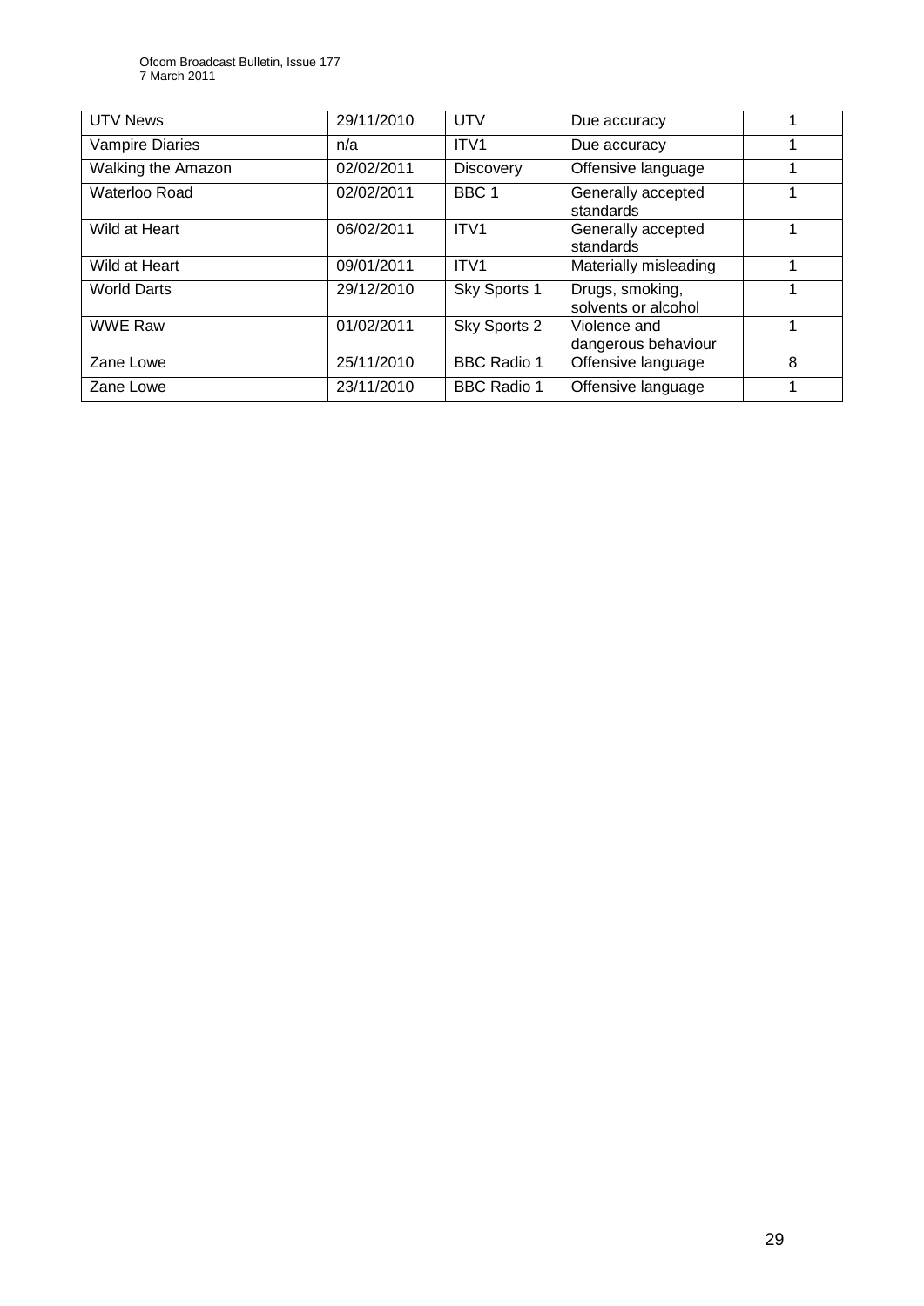| | | | | |
|---|---|---|---|---|
| UTV News | 29/11/2010 | UTV | Due accuracy | 1 |
| Vampire Diaries | n/a | ITV1 | Due accuracy | 1 |
| Walking the Amazon | 02/02/2011 | Discovery | Offensive language | 1 |
| Waterloo Road | 02/02/2011 | BBC 1 | Generally accepted standards | 1 |
| Wild at Heart | 06/02/2011 | ITV1 | Generally accepted standards | 1 |
| Wild at Heart | 09/01/2011 | ITV1 | Materially misleading | 1 |
| World Darts | 29/12/2010 | Sky Sports 1 | Drugs, smoking, solvents or alcohol | 1 |
| WWE Raw | 01/02/2011 | Sky Sports 2 | Violence and dangerous behaviour | 1 |
| Zane Lowe | 25/11/2010 | BBC Radio 1 | Offensive language | 8 |
| Zane Lowe | 23/11/2010 | BBC Radio 1 | Offensive language | 1 |